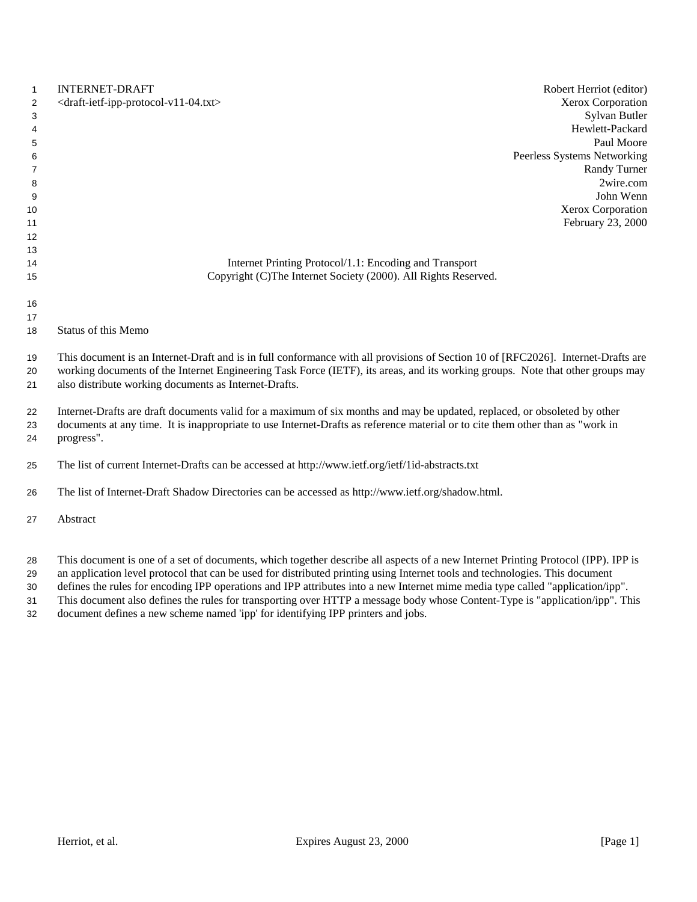INTERNET-DRAFT
<draft-ietf-ipp-protocol-v11-04.txt>

Robert Herriot (editor)
Xerox Corporation
Sylvan Butler
Hewlett-Packard
Paul Moore
Peerless Systems Networking
Randy Turner
2wire.com
John Wenn
Xerox Corporation
February 23, 2000

# Internet Printing Protocol/1.1: Encoding and Transport

Copyright (C)The Internet Society (2000). All Rights Reserved.

## Status of this Memo

This document is an Internet-Draft and is in full conformance with all provisions of Section 10 of [RFC2026]. Internet-Drafts are working documents of the Internet Engineering Task Force (IETF), its areas, and its working groups. Note that other groups may also distribute working documents as Internet-Drafts.

Internet-Drafts are draft documents valid for a maximum of six months and may be updated, replaced, or obsoleted by other documents at any time. It is inappropriate to use Internet-Drafts as reference material or to cite them other than as "work in progress".

The list of current Internet-Drafts can be accessed at http://www.ietf.org/ietf/1id-abstracts.txt

The list of Internet-Draft Shadow Directories can be accessed as http://www.ietf.org/shadow.html.

## Abstract

This document is one of a set of documents, which together describe all aspects of a new Internet Printing Protocol (IPP). IPP is an application level protocol that can be used for distributed printing using Internet tools and technologies. This document defines the rules for encoding IPP operations and IPP attributes into a new Internet mime media type called "application/ipp". This document also defines the rules for transporting over HTTP a message body whose Content-Type is "application/ipp". This document defines a new scheme named 'ipp' for identifying IPP printers and jobs.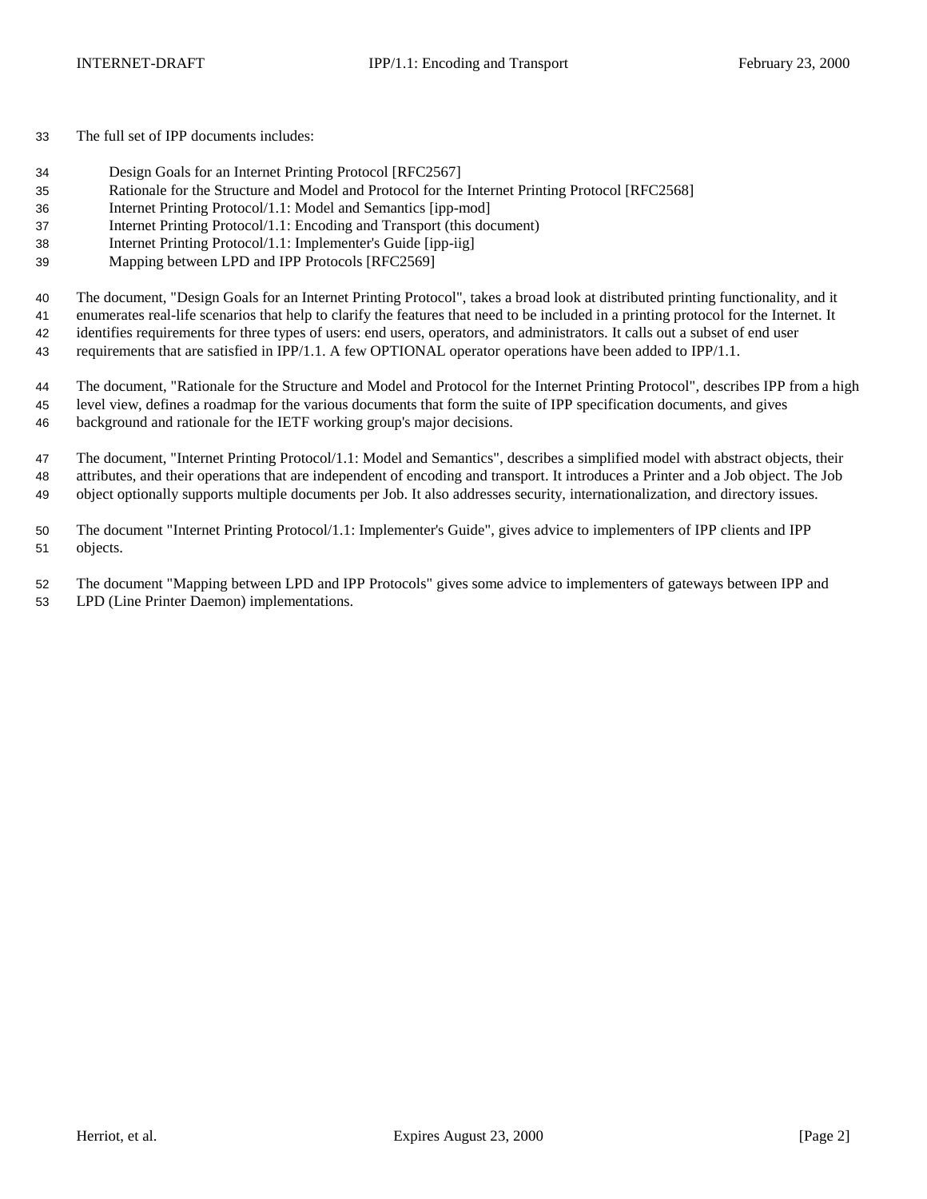The full set of IPP documents includes:

Design Goals for an Internet Printing Protocol [RFC2567]
Rationale for the Structure and Model and Protocol for the Internet Printing Protocol [RFC2568]
Internet Printing Protocol/1.1: Model and Semantics [ipp-mod]
Internet Printing Protocol/1.1: Encoding and Transport (this document)
Internet Printing Protocol/1.1: Implementer's Guide [ipp-iig]
Mapping between LPD and IPP Protocols [RFC2569]

The document, "Design Goals for an Internet Printing Protocol", takes a broad look at distributed printing functionality, and it enumerates real-life scenarios that help to clarify the features that need to be included in a printing protocol for the Internet. It identifies requirements for three types of users: end users, operators, and administrators. It calls out a subset of end user requirements that are satisfied in IPP/1.1. A few OPTIONAL operator operations have been added to IPP/1.1.

The document, "Rationale for the Structure and Model and Protocol for the Internet Printing Protocol", describes IPP from a high level view, defines a roadmap for the various documents that form the suite of IPP specification documents, and gives background and rationale for the IETF working group's major decisions.

The document, "Internet Printing Protocol/1.1: Model and Semantics", describes a simplified model with abstract objects, their attributes, and their operations that are independent of encoding and transport. It introduces a Printer and a Job object. The Job object optionally supports multiple documents per Job. It also addresses security, internationalization, and directory issues.

The document "Internet Printing Protocol/1.1: Implementer's Guide", gives advice to implementers of IPP clients and IPP objects.

The document "Mapping between LPD and IPP Protocols" gives some advice to implementers of gateways between IPP and LPD (Line Printer Daemon) implementations.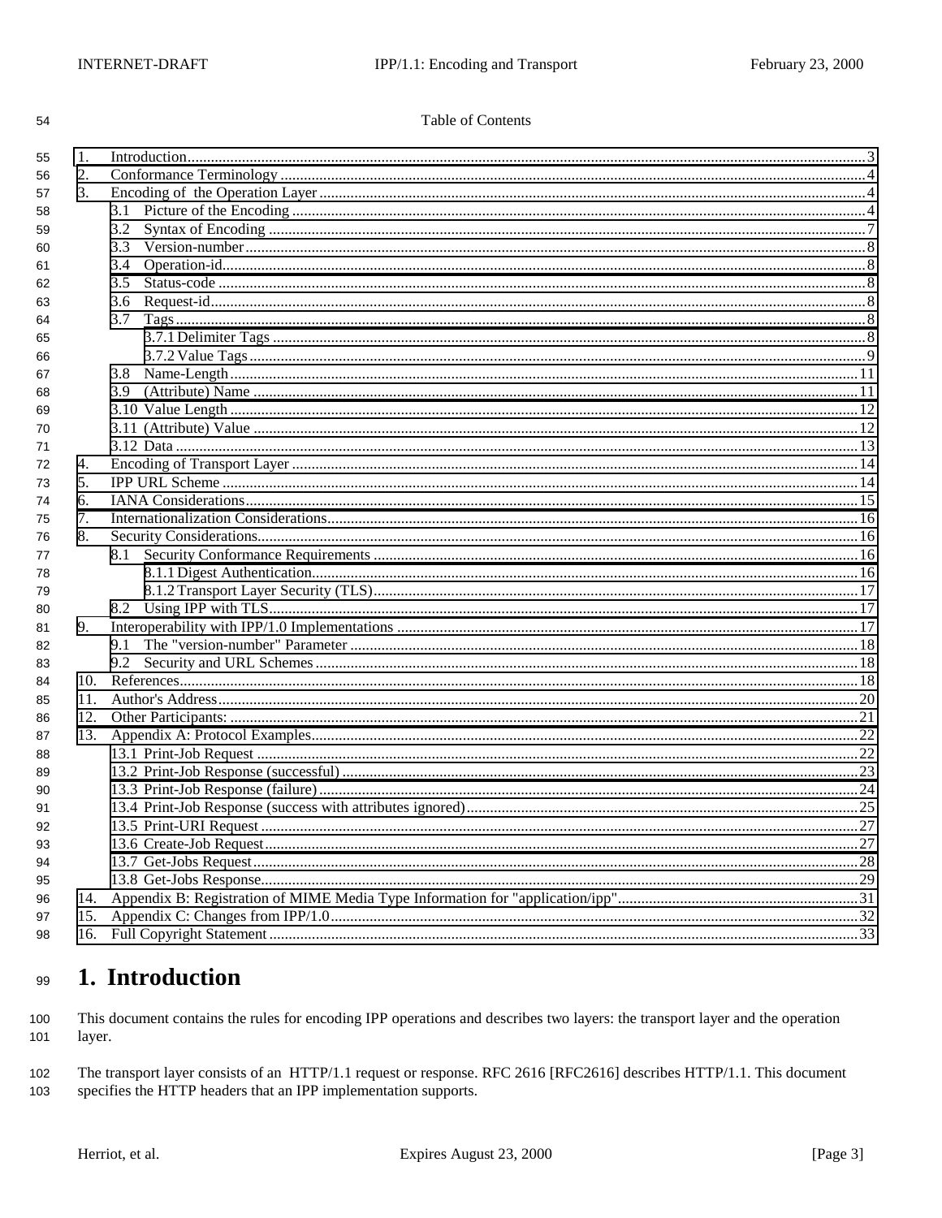Table of Contents

- 1. Introduction ... 3
- 2. Conformance Terminology ... 4
- 3. Encoding of the Operation Layer ... 4
  - 3.1 Picture of the Encoding ... 4
  - 3.2 Syntax of Encoding ... 7
  - 3.3 Version-number ... 8
  - 3.4 Operation-id ... 8
  - 3.5 Status-code ... 8
  - 3.6 Request-id ... 8
  - 3.7 Tags ... 8
    - 3.7.1 Delimiter Tags ... 8
    - 3.7.2 Value Tags ... 9
  - 3.8 Name-Length ... 11
  - 3.9 (Attribute) Name ... 11
  - 3.10 Value Length ... 12
  - 3.11 (Attribute) Value ... 12
  - 3.12 Data ... 13
- 4. Encoding of Transport Layer ... 14
- 5. IPP URL Scheme ... 14
- 6. IANA Considerations ... 15
- 7. Internationalization Considerations ... 16
- 8. Security Considerations ... 16
  - 8.1 Security Conformance Requirements ... 16
    - 8.1.1 Digest Authentication ... 16
    - 8.1.2 Transport Layer Security (TLS) ... 17
  - 8.2 Using IPP with TLS ... 17
- 9. Interoperability with IPP/1.0 Implementations ... 17
  - 9.1 The "version-number" Parameter ... 18
  - 9.2 Security and URL Schemes ... 18
- 10. References ... 18
- 11. Author's Address ... 20
- 12. Other Participants: ... 21
- 13. Appendix A: Protocol Examples ... 22
  - 13.1 Print-Job Request ... 22
  - 13.2 Print-Job Response (successful) ... 23
  - 13.3 Print-Job Response (failure) ... 24
  - 13.4 Print-Job Response (success with attributes ignored) ... 25
  - 13.5 Print-URI Request ... 27
  - 13.6 Create-Job Request ... 27
  - 13.7 Get-Jobs Request ... 28
  - 13.8 Get-Jobs Response ... 29
- 14. Appendix B: Registration of MIME Media Type Information for "application/ipp" ... 31
- 15. Appendix C: Changes from IPP/1.0 ... 32
- 16. Full Copyright Statement ... 33

# 1. Introduction

This document contains the rules for encoding IPP operations and describes two layers: the transport layer and the operation layer.

The transport layer consists of an HTTP/1.1 request or response. RFC 2616 [RFC2616] describes HTTP/1.1. This document specifies the HTTP headers that an IPP implementation supports.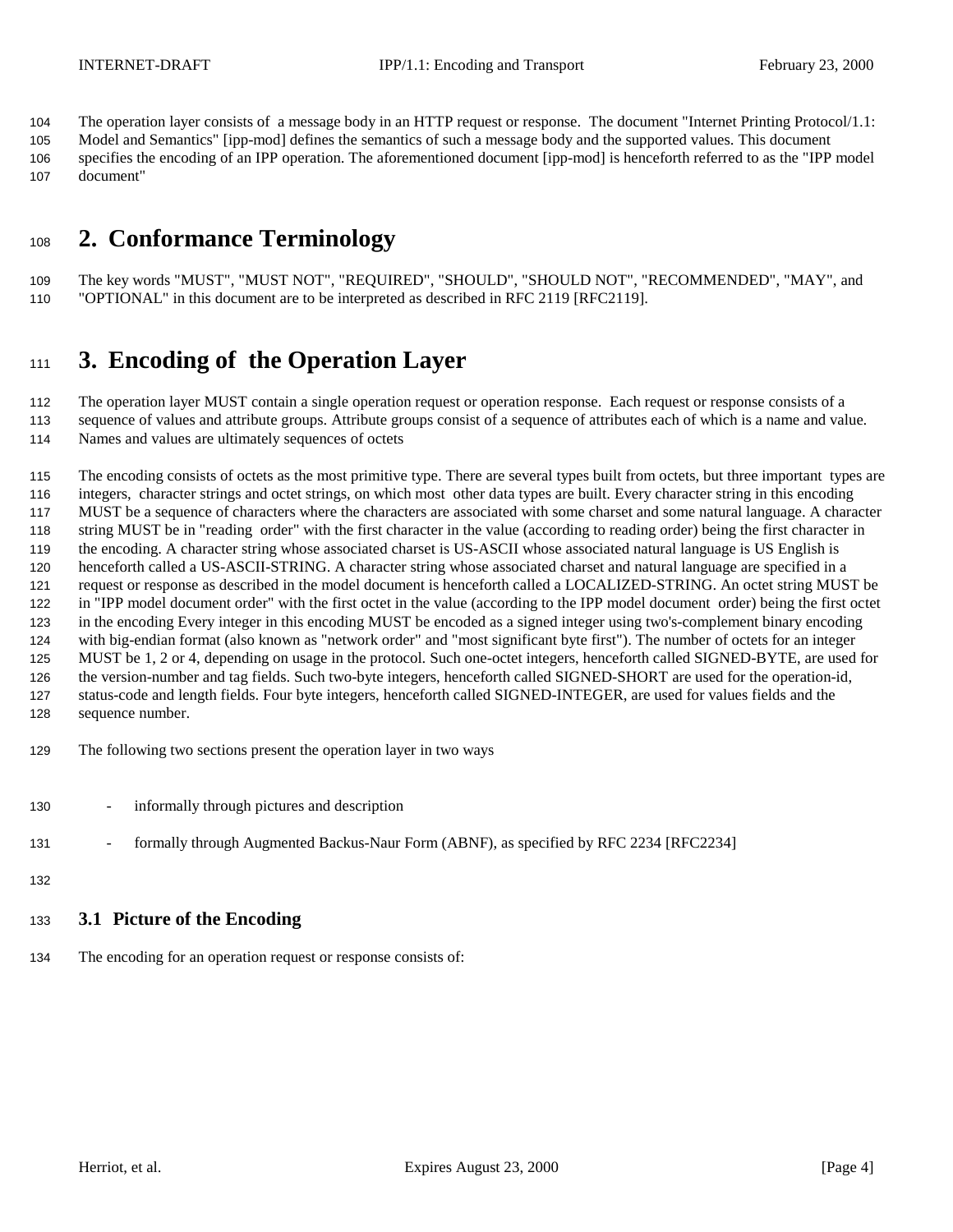The operation layer consists of a message body in an HTTP request or response. The document "Internet Printing Protocol/1.1: Model and Semantics" [ipp-mod] defines the semantics of such a message body and the supported values. This document specifies the encoding of an IPP operation. The aforementioned document [ipp-mod] is henceforth referred to as the "IPP model document"

# 2. Conformance Terminology

The key words "MUST", "MUST NOT", "REQUIRED", "SHOULD", "SHOULD NOT", "RECOMMENDED", "MAY", and "OPTIONAL" in this document are to be interpreted as described in RFC 2119 [RFC2119].

# 3. Encoding of the Operation Layer

The operation layer MUST contain a single operation request or operation response. Each request or response consists of a sequence of values and attribute groups. Attribute groups consist of a sequence of attributes each of which is a name and value. Names and values are ultimately sequences of octets

The encoding consists of octets as the most primitive type. There are several types built from octets, but three important types are integers, character strings and octet strings, on which most other data types are built. Every character string in this encoding MUST be a sequence of characters where the characters are associated with some charset and some natural language. A character string MUST be in "reading order" with the first character in the value (according to reading order) being the first character in the encoding. A character string whose associated charset is US-ASCII whose associated natural language is US English is henceforth called a US-ASCII-STRING. A character string whose associated charset and natural language are specified in a request or response as described in the model document is henceforth called a LOCALIZED-STRING. An octet string MUST be in "IPP model document order" with the first octet in the value (according to the IPP model document order) being the first octet in the encoding Every integer in this encoding MUST be encoded as a signed integer using two's-complement binary encoding with big-endian format (also known as "network order" and "most significant byte first"). The number of octets for an integer MUST be 1, 2 or 4, depending on usage in the protocol. Such one-octet integers, henceforth called SIGNED-BYTE, are used for the version-number and tag fields. Such two-byte integers, henceforth called SIGNED-SHORT are used for the operation-id, status-code and length fields. Four byte integers, henceforth called SIGNED-INTEGER, are used for values fields and the sequence number.

The following two sections present the operation layer in two ways

- informally through pictures and description
- formally through Augmented Backus-Naur Form (ABNF), as specified by RFC 2234 [RFC2234]

## 3.1 Picture of the Encoding

The encoding for an operation request or response consists of: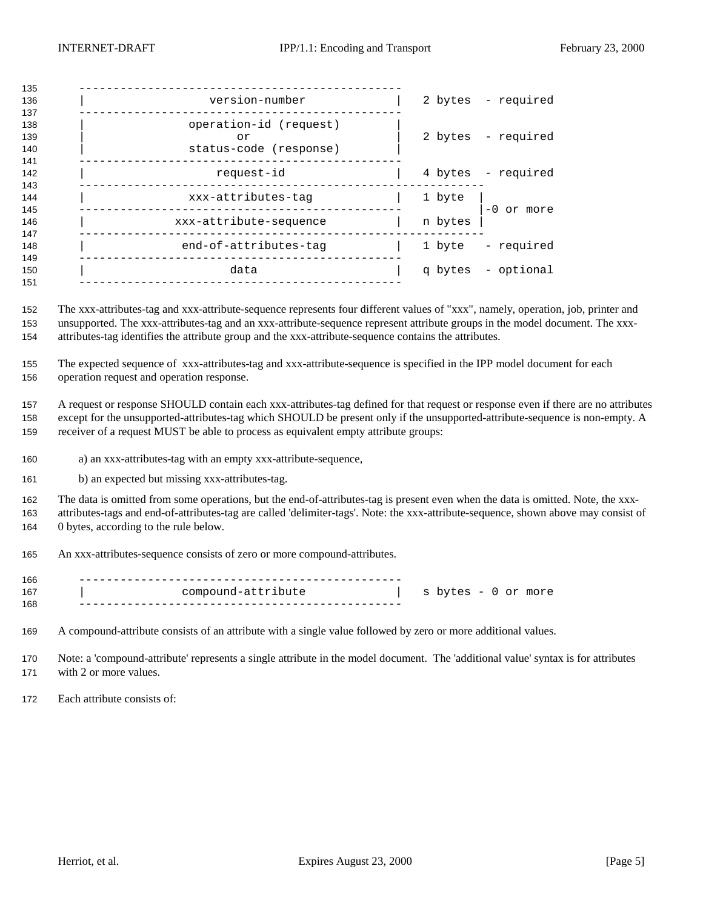```
-----------------------------------------------
|              version-number                 |   2 bytes  - required
-----------------------------------------------
|            operation-id (request)           |
|                      or                     |   2 bytes  - required
|             status-code (response)          |
-----------------------------------------------
|                request-id                   |   4 bytes  - required
-----------------------------------------------------------
|            xxx-attributes-tag               |   1 byte  |
-----------------------------------------------           |-0 or more
|          xxx-attribute-sequence             |   n bytes |
-----------------------------------------------------------
|           end-of-attributes-tag             |   1 byte   - required
-----------------------------------------------
|                   data                      |   q bytes  - optional
-----------------------------------------------
```

The xxx-attributes-tag and xxx-attribute-sequence represents four different values of "xxx", namely, operation, job, printer and unsupported. The xxx-attributes-tag and an xxx-attribute-sequence represent attribute groups in the model document. The xxx-attributes-tag identifies the attribute group and the xxx-attribute-sequence contains the attributes.

The expected sequence of xxx-attributes-tag and xxx-attribute-sequence is specified in the IPP model document for each operation request and operation response.

A request or response SHOULD contain each xxx-attributes-tag defined for that request or response even if there are no attributes except for the unsupported-attributes-tag which SHOULD be present only if the unsupported-attribute-sequence is non-empty. A receiver of a request MUST be able to process as equivalent empty attribute groups:

a) an xxx-attributes-tag with an empty xxx-attribute-sequence,

b) an expected but missing xxx-attributes-tag.

The data is omitted from some operations, but the end-of-attributes-tag is present even when the data is omitted. Note, the xxx-attributes-tags and end-of-attributes-tag are called 'delimiter-tags'. Note: the xxx-attribute-sequence, shown above may consist of 0 bytes, according to the rule below.

An xxx-attributes-sequence consists of zero or more compound-attributes.

```
-----------------------------------------------
|            compound-attribute               |   s bytes - 0 or more
-----------------------------------------------
```

A compound-attribute consists of an attribute with a single value followed by zero or more additional values.

Note: a 'compound-attribute' represents a single attribute in the model document. The 'additional value' syntax is for attributes with 2 or more values.

Each attribute consists of: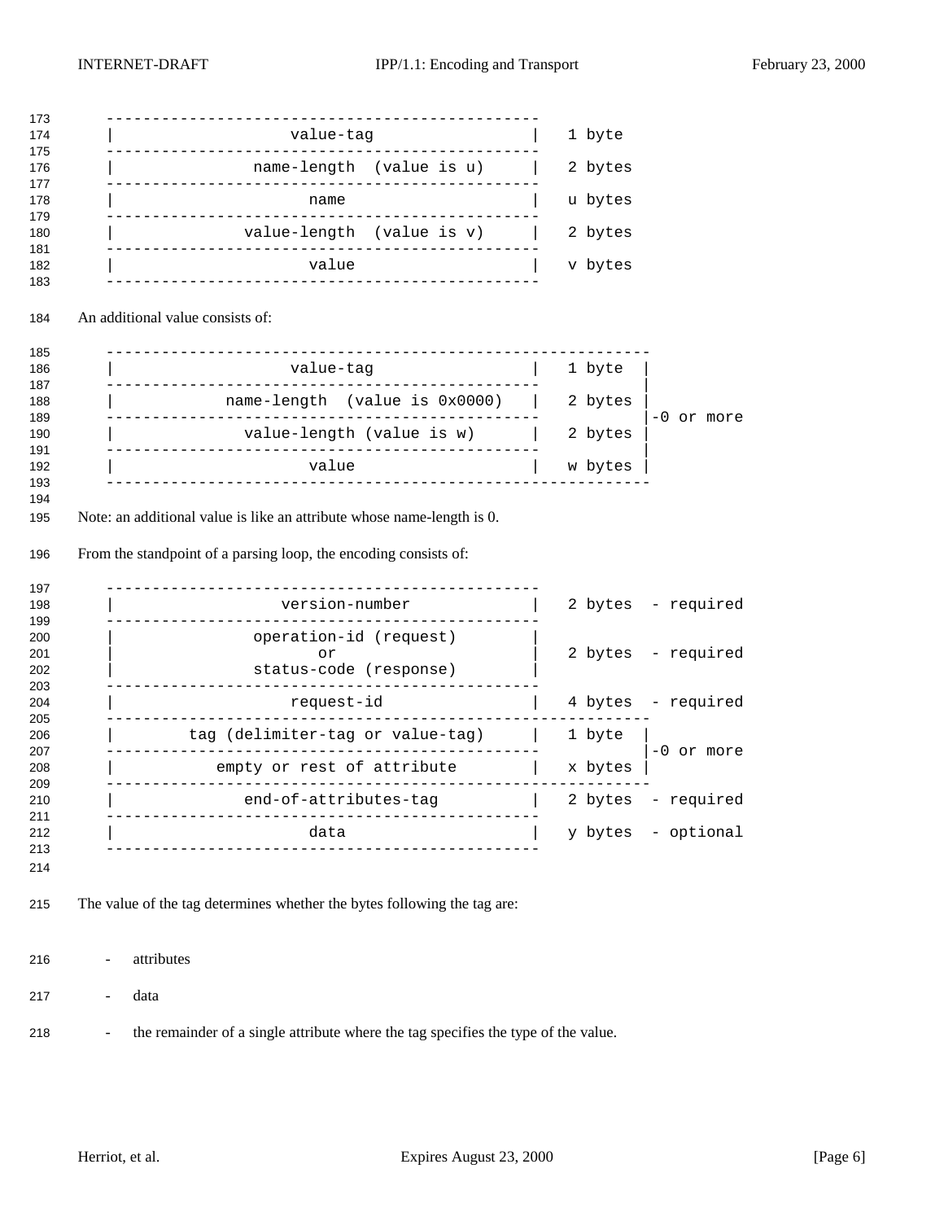```
-----------------------------------------------
|                  value-tag                  |   1 byte
-----------------------------------------------
|              name-length  (value is u)      |   2 bytes
-----------------------------------------------
|                     name                    |   u bytes
-----------------------------------------------
|             value-length  (value is v)      |   2 bytes
-----------------------------------------------
|                     value                   |   v bytes
-----------------------------------------------
```

An additional value consists of:

```
-----------------------------------------------------------
|                  value-tag                  |   1 byte  |
-----------------------------------------------           |
|          name-length  (value is 0x0000)     |   2 bytes |
-----------------------------------------------           |-0 or more
|             value-length (value is w)       |   2 bytes |
-----------------------------------------------           |
|                     value                   |   w bytes |
-----------------------------------------------------------
```

Note: an additional value is like an attribute whose name-length is 0.

From the standpoint of a parsing loop, the encoding consists of:

```
-----------------------------------------------
|                version-number               |   2 bytes  - required
-----------------------------------------------
|               operation-id (request)        |
|                      or                     |   2 bytes  - required
|               status-code (response)        |
-----------------------------------------------
|                  request-id                 |   4 bytes  - required
-----------------------------------------------------------
|        tag (delimiter-tag or value-tag)     |   1 byte  |
-----------------------------------------------           |-0 or more
|           empty or rest of attribute        |   x bytes |
-----------------------------------------------------------
|             end-of-attributes-tag           |   2 bytes  - required
-----------------------------------------------
|                     data                    |   y bytes  - optional
-----------------------------------------------
```

The value of the tag determines whether the bytes following the tag are:

- attributes
- data
- the remainder of a single attribute where the tag specifies the type of the value.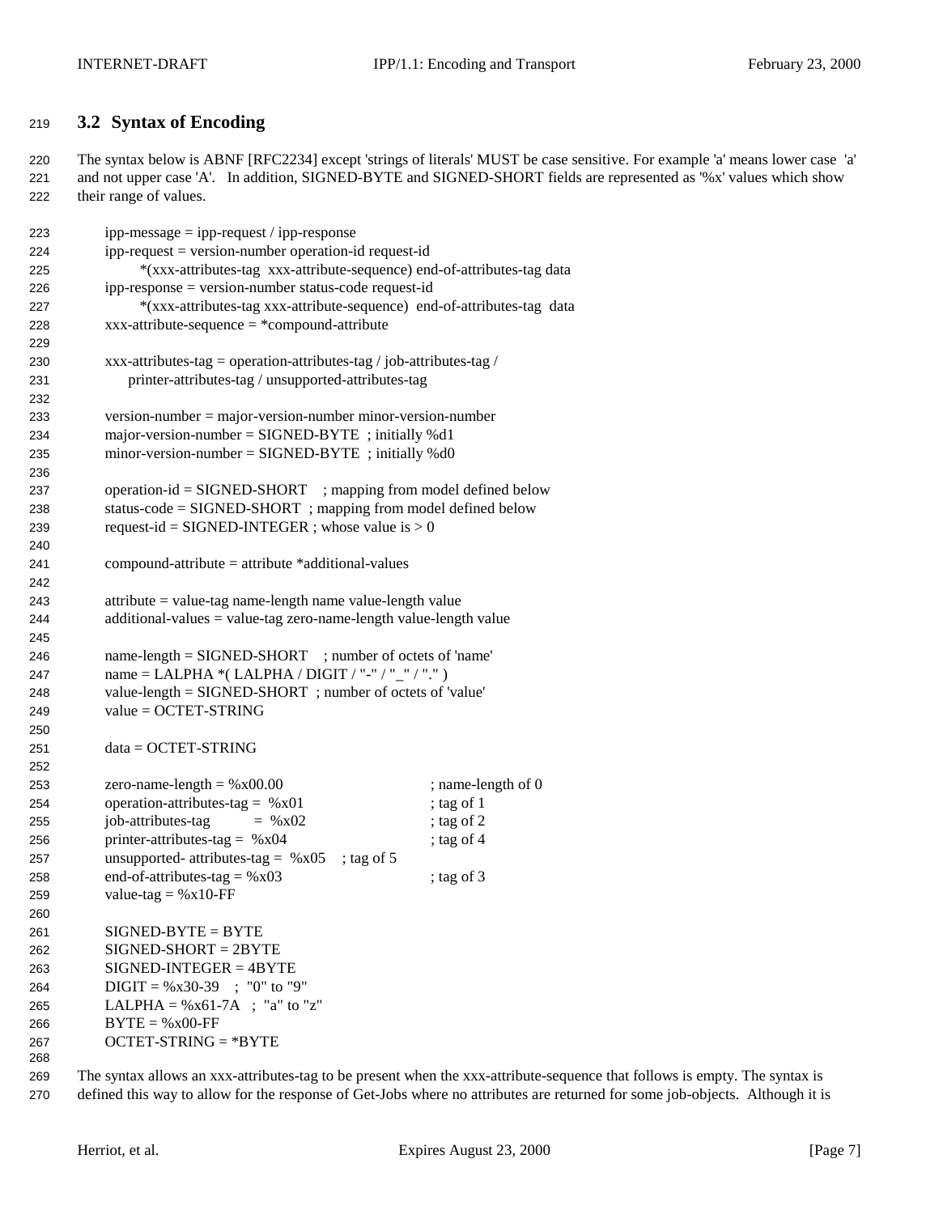### 3.2 Syntax of Encoding

The syntax below is ABNF [RFC2234] except 'strings of literals' MUST be case sensitive. For example 'a' means lower case 'a' and not upper case 'A'. In addition, SIGNED-BYTE and SIGNED-SHORT fields are represented as '%x' values which show their range of values.

```
ipp-message = ipp-request / ipp-response
ipp-request = version-number operation-id request-id
      *(xxx-attributes-tag  xxx-attribute-sequence) end-of-attributes-tag data
ipp-response = version-number status-code request-id
      *(xxx-attributes-tag xxx-attribute-sequence)  end-of-attributes-tag  data
xxx-attribute-sequence = *compound-attribute

xxx-attributes-tag = operation-attributes-tag / job-attributes-tag /
     printer-attributes-tag / unsupported-attributes-tag

version-number = major-version-number minor-version-number
major-version-number = SIGNED-BYTE  ; initially %d1
minor-version-number = SIGNED-BYTE  ; initially %d0

operation-id = SIGNED-SHORT    ; mapping from model defined below
status-code = SIGNED-SHORT  ; mapping from model defined below
request-id = SIGNED-INTEGER ; whose value is > 0

compound-attribute = attribute *additional-values

attribute = value-tag name-length name value-length value
additional-values = value-tag zero-name-length value-length value

name-length = SIGNED-SHORT    ; number of octets of 'name'
name = LALPHA *( LALPHA / DIGIT / "-" / "_" / "." )
value-length = SIGNED-SHORT  ; number of octets of 'value'
value = OCTET-STRING

data = OCTET-STRING

zero-name-length = %x00.00                    ; name-length of 0
operation-attributes-tag =  %x01              ; tag of 1
job-attributes-tag        =  %x02             ; tag of 2
printer-attributes-tag =  %x04                ; tag of 4
unsupported- attributes-tag =  %x05    ; tag of 5
end-of-attributes-tag = %x03                  ; tag of 3
value-tag = %x10-FF

SIGNED-BYTE = BYTE
SIGNED-SHORT = 2BYTE
SIGNED-INTEGER = 4BYTE
DIGIT = %x30-39   ;  "0" to "9"
LALPHA = %x61-7A   ;  "a" to "z"
BYTE = %x00-FF
OCTET-STRING = *BYTE
```

The syntax allows an xxx-attributes-tag to be present when the xxx-attribute-sequence that follows is empty. The syntax is defined this way to allow for the response of Get-Jobs where no attributes are returned for some job-objects. Although it is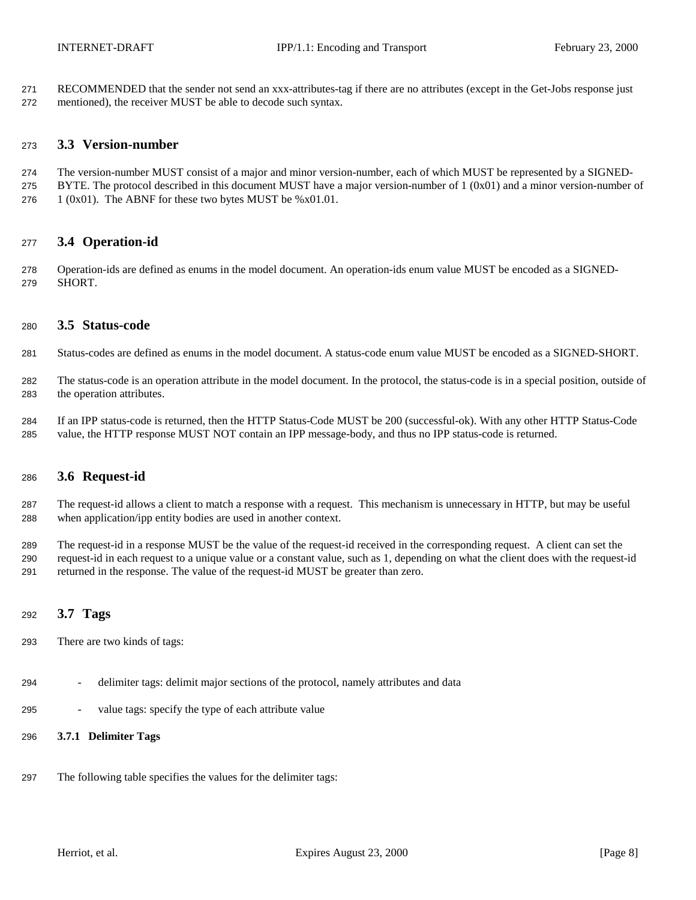RECOMMENDED that the sender not send an xxx-attributes-tag if there are no attributes (except in the Get-Jobs response just mentioned), the receiver MUST be able to decode such syntax.

## 3.3 Version-number

The version-number MUST consist of a major and minor version-number, each of which MUST be represented by a SIGNED-BYTE. The protocol described in this document MUST have a major version-number of 1 (0x01) and a minor version-number of 1 (0x01). The ABNF for these two bytes MUST be %x01.01.

## 3.4 Operation-id

Operation-ids are defined as enums in the model document. An operation-ids enum value MUST be encoded as a SIGNED-SHORT.

## 3.5 Status-code

Status-codes are defined as enums in the model document. A status-code enum value MUST be encoded as a SIGNED-SHORT.

The status-code is an operation attribute in the model document. In the protocol, the status-code is in a special position, outside of the operation attributes.

If an IPP status-code is returned, then the HTTP Status-Code MUST be 200 (successful-ok). With any other HTTP Status-Code value, the HTTP response MUST NOT contain an IPP message-body, and thus no IPP status-code is returned.

## 3.6 Request-id

The request-id allows a client to match a response with a request. This mechanism is unnecessary in HTTP, but may be useful when application/ipp entity bodies are used in another context.

The request-id in a response MUST be the value of the request-id received in the corresponding request. A client can set the request-id in each request to a unique value or a constant value, such as 1, depending on what the client does with the request-id returned in the response. The value of the request-id MUST be greater than zero.

## 3.7 Tags

There are two kinds of tags:

- delimiter tags: delimit major sections of the protocol, namely attributes and data
- value tags: specify the type of each attribute value

### 3.7.1 Delimiter Tags

The following table specifies the values for the delimiter tags: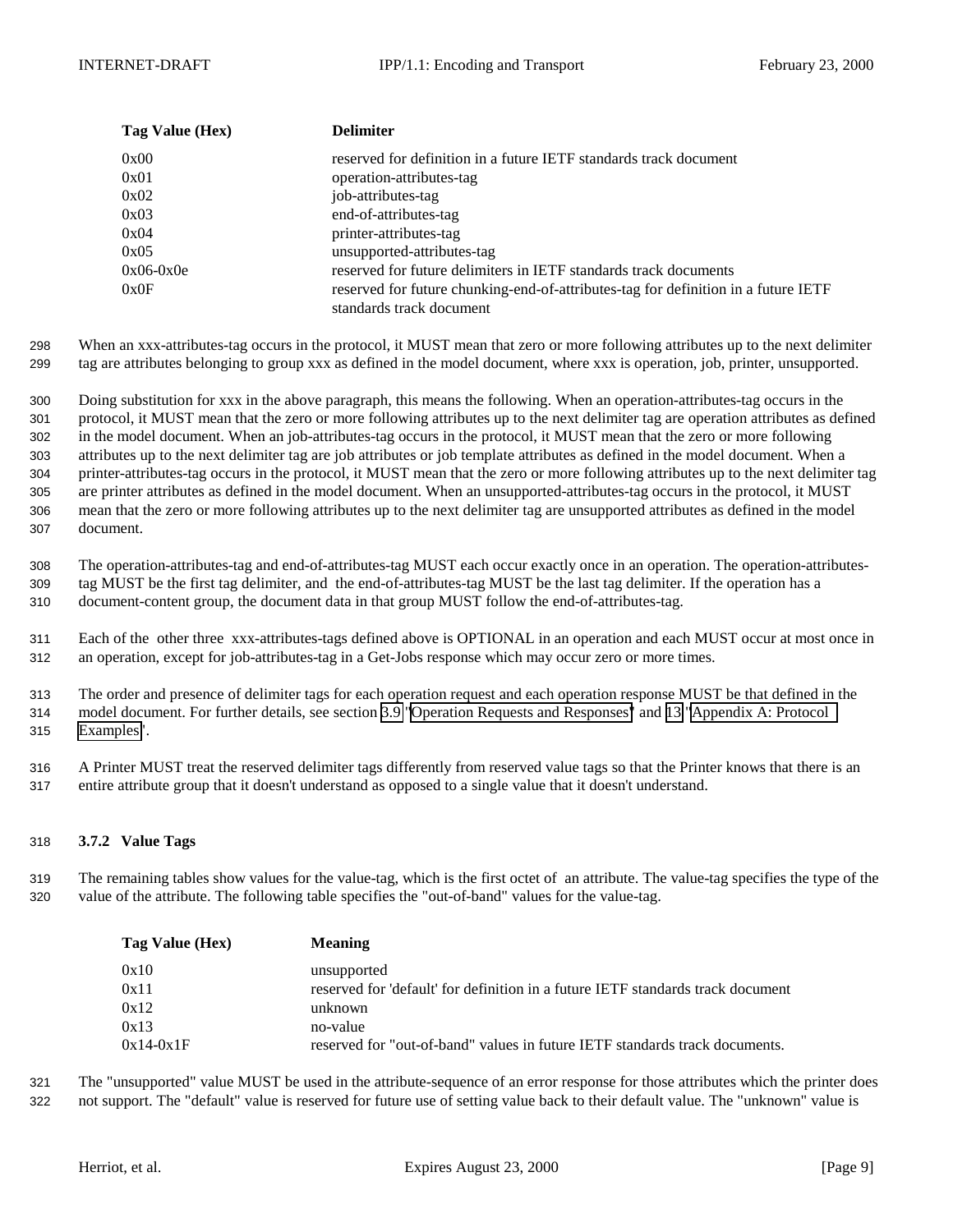| Tag Value (Hex) | Delimiter |
| --- | --- |
| 0x00 | reserved for definition in a future IETF standards track document |
| 0x01 | operation-attributes-tag |
| 0x02 | job-attributes-tag |
| 0x03 | end-of-attributes-tag |
| 0x04 | printer-attributes-tag |
| 0x05 | unsupported-attributes-tag |
| 0x06-0x0e | reserved for future delimiters in IETF standards track documents |
| 0x0F | reserved for future chunking-end-of-attributes-tag for definition in a future IETF standards track document |

When an xxx-attributes-tag occurs in the protocol, it MUST mean that zero or more following attributes up to the next delimiter tag are attributes belonging to group xxx as defined in the model document, where xxx is operation, job, printer, unsupported.

Doing substitution for xxx in the above paragraph, this means the following. When an operation-attributes-tag occurs in the protocol, it MUST mean that the zero or more following attributes up to the next delimiter tag are operation attributes as defined in the model document. When an job-attributes-tag occurs in the protocol, it MUST mean that the zero or more following attributes up to the next delimiter tag are job attributes or job template attributes as defined in the model document. When a printer-attributes-tag occurs in the protocol, it MUST mean that the zero or more following attributes up to the next delimiter tag are printer attributes as defined in the model document. When an unsupported-attributes-tag occurs in the protocol, it MUST mean that the zero or more following attributes up to the next delimiter tag are unsupported attributes as defined in the model document.

The operation-attributes-tag and end-of-attributes-tag MUST each occur exactly once in an operation. The operation-attributes-tag MUST be the first tag delimiter, and the end-of-attributes-tag MUST be the last tag delimiter. If the operation has a document-content group, the document data in that group MUST follow the end-of-attributes-tag.

Each of the other three xxx-attributes-tags defined above is OPTIONAL in an operation and each MUST occur at most once in an operation, except for job-attributes-tag in a Get-Jobs response which may occur zero or more times.

The order and presence of delimiter tags for each operation request and each operation response MUST be that defined in the model document. For further details, see section 3.9 "Operation Requests and Responses" and 13 "Appendix A: Protocol Examples".

A Printer MUST treat the reserved delimiter tags differently from reserved value tags so that the Printer knows that there is an entire attribute group that it doesn't understand as opposed to a single value that it doesn't understand.

### 3.7.2 Value Tags

The remaining tables show values for the value-tag, which is the first octet of an attribute. The value-tag specifies the type of the value of the attribute. The following table specifies the "out-of-band" values for the value-tag.

| Tag Value (Hex) | Meaning |
| --- | --- |
| 0x10 | unsupported |
| 0x11 | reserved for 'default' for definition in a future IETF standards track document |
| 0x12 | unknown |
| 0x13 | no-value |
| 0x14-0x1F | reserved for "out-of-band" values in future IETF standards track documents. |

The "unsupported" value MUST be used in the attribute-sequence of an error response for those attributes which the printer does not support. The "default" value is reserved for future use of setting value back to their default value. The "unknown" value is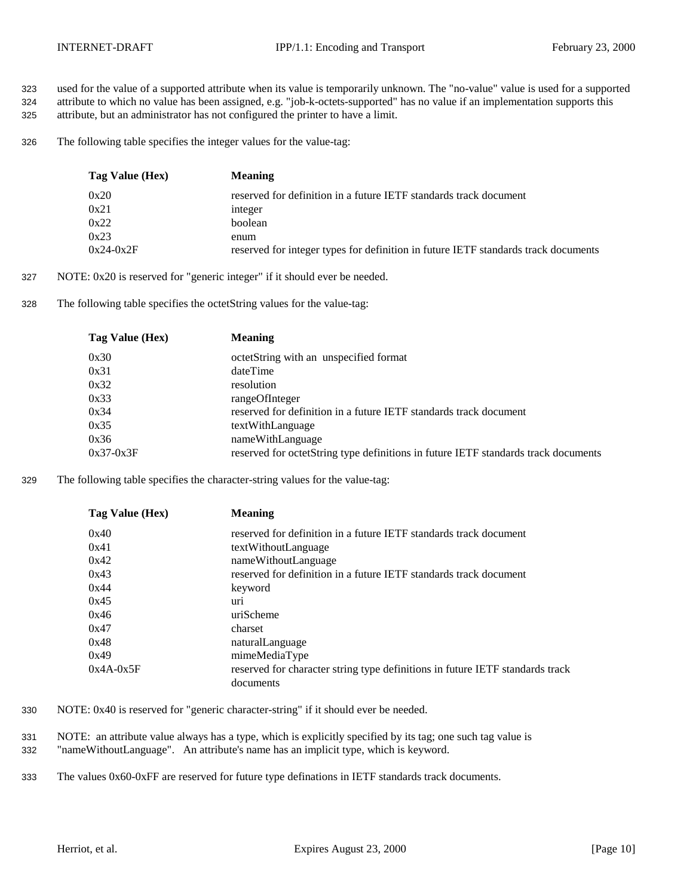used for the value of a supported attribute when its value is temporarily unknown. The "no-value" value is used for a supported attribute to which no value has been assigned, e.g. "job-k-octets-supported" has no value if an implementation supports this attribute, but an administrator has not configured the printer to have a limit.

The following table specifies the integer values for the value-tag:

| Tag Value (Hex) | Meaning |
|---|---|
| 0x20 | reserved for definition in a future IETF standards track document |
| 0x21 | integer |
| 0x22 | boolean |
| 0x23 | enum |
| 0x24-0x2F | reserved for integer types for definition in future IETF standards track documents |

NOTE: 0x20 is reserved for "generic integer" if it should ever be needed.

The following table specifies the octetString values for the value-tag:

| Tag Value (Hex) | Meaning |
|---|---|
| 0x30 | octetString with an unspecified format |
| 0x31 | dateTime |
| 0x32 | resolution |
| 0x33 | rangeOfInteger |
| 0x34 | reserved for definition in a future IETF standards track document |
| 0x35 | textWithLanguage |
| 0x36 | nameWithLanguage |
| 0x37-0x3F | reserved for octetString type definitions in future IETF standards track documents |

The following table specifies the character-string values for the value-tag:

| Tag Value (Hex) | Meaning |
|---|---|
| 0x40 | reserved for definition in a future IETF standards track document |
| 0x41 | textWithoutLanguage |
| 0x42 | nameWithoutLanguage |
| 0x43 | reserved for definition in a future IETF standards track document |
| 0x44 | keyword |
| 0x45 | uri |
| 0x46 | uriScheme |
| 0x47 | charset |
| 0x48 | naturalLanguage |
| 0x49 | mimeMediaType |
| 0x4A-0x5F | reserved for character string type definitions in future IETF standards track documents |

NOTE: 0x40 is reserved for "generic character-string" if it should ever be needed.

NOTE: an attribute value always has a type, which is explicitly specified by its tag; one such tag value is "nameWithoutLanguage". An attribute's name has an implicit type, which is keyword.

The values 0x60-0xFF are reserved for future type definations in IETF standards track documents.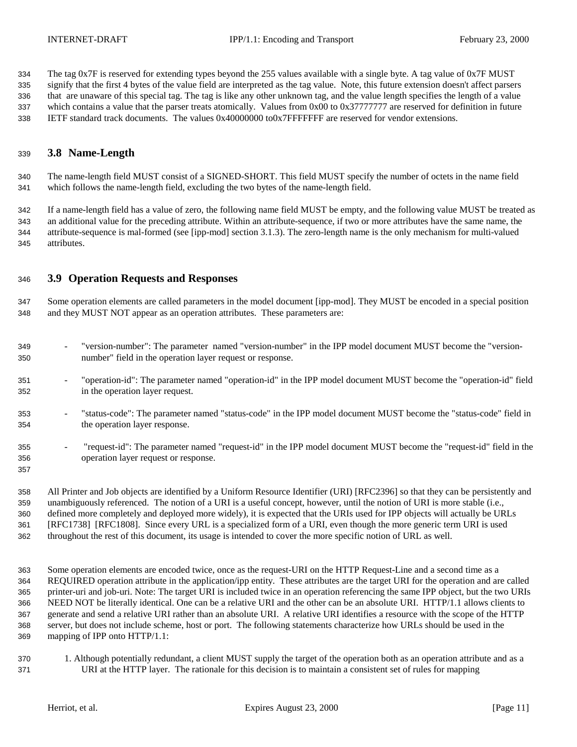The tag 0x7F is reserved for extending types beyond the 255 values available with a single byte. A tag value of 0x7F MUST signify that the first 4 bytes of the value field are interpreted as the tag value. Note, this future extension doesn't affect parsers that are unaware of this special tag. The tag is like any other unknown tag, and the value length specifies the length of a value which contains a value that the parser treats atomically. Values from 0x00 to 0x37777777 are reserved for definition in future IETF standard track documents. The values 0x40000000 to0x7FFFFFFF are reserved for vendor extensions.

## 3.8 Name-Length

The name-length field MUST consist of a SIGNED-SHORT. This field MUST specify the number of octets in the name field which follows the name-length field, excluding the two bytes of the name-length field.

If a name-length field has a value of zero, the following name field MUST be empty, and the following value MUST be treated as an additional value for the preceding attribute. Within an attribute-sequence, if two or more attributes have the same name, the attribute-sequence is mal-formed (see [ipp-mod] section 3.1.3). The zero-length name is the only mechanism for multi-valued attributes.

## 3.9 Operation Requests and Responses

Some operation elements are called parameters in the model document [ipp-mod]. They MUST be encoded in a special position and they MUST NOT appear as an operation attributes. These parameters are:

- "version-number": The parameter named "version-number" in the IPP model document MUST become the "version-number" field in the operation layer request or response.
- "operation-id": The parameter named "operation-id" in the IPP model document MUST become the "operation-id" field in the operation layer request.
- "status-code": The parameter named "status-code" in the IPP model document MUST become the "status-code" field in the operation layer response.
- "request-id": The parameter named "request-id" in the IPP model document MUST become the "request-id" field in the operation layer request or response.

All Printer and Job objects are identified by a Uniform Resource Identifier (URI) [RFC2396] so that they can be persistently and unambiguously referenced. The notion of a URI is a useful concept, however, until the notion of URI is more stable (i.e., defined more completely and deployed more widely), it is expected that the URIs used for IPP objects will actually be URLs [RFC1738] [RFC1808]. Since every URL is a specialized form of a URI, even though the more generic term URI is used throughout the rest of this document, its usage is intended to cover the more specific notion of URL as well.

Some operation elements are encoded twice, once as the request-URI on the HTTP Request-Line and a second time as a REQUIRED operation attribute in the application/ipp entity. These attributes are the target URI for the operation and are called printer-uri and job-uri. Note: The target URI is included twice in an operation referencing the same IPP object, but the two URIs NEED NOT be literally identical. One can be a relative URI and the other can be an absolute URI. HTTP/1.1 allows clients to generate and send a relative URI rather than an absolute URI. A relative URI identifies a resource with the scope of the HTTP server, but does not include scheme, host or port. The following statements characterize how URLs should be used in the mapping of IPP onto HTTP/1.1:

1. Although potentially redundant, a client MUST supply the target of the operation both as an operation attribute and as a URI at the HTTP layer. The rationale for this decision is to maintain a consistent set of rules for mapping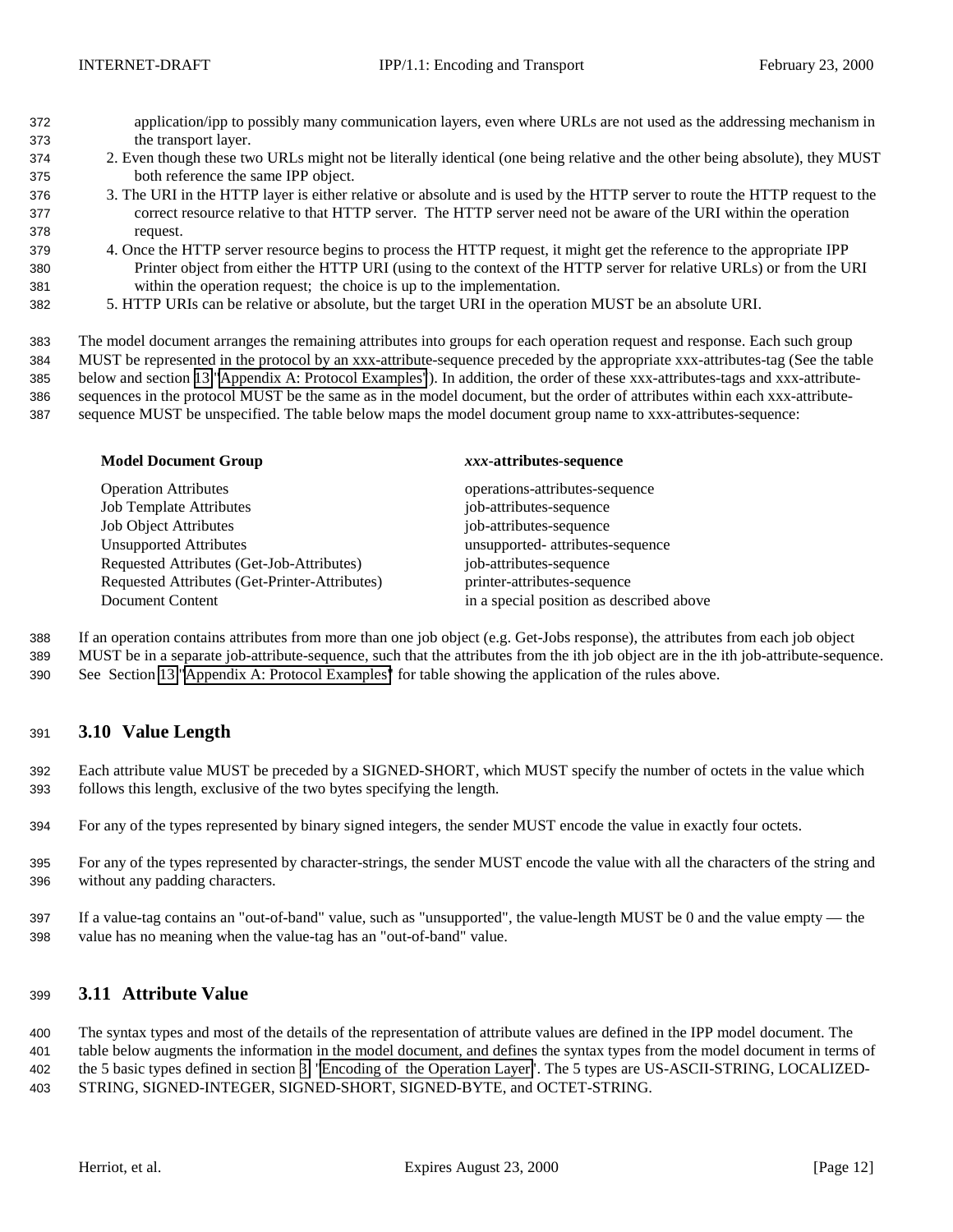application/ipp to possibly many communication layers, even where URLs are not used as the addressing mechanism in the transport layer.

2. Even though these two URLs might not be literally identical (one being relative and the other being absolute), they MUST both reference the same IPP object.
3. The URI in the HTTP layer is either relative or absolute and is used by the HTTP server to route the HTTP request to the correct resource relative to that HTTP server. The HTTP server need not be aware of the URI within the operation request.
4. Once the HTTP server resource begins to process the HTTP request, it might get the reference to the appropriate IPP Printer object from either the HTTP URI (using to the context of the HTTP server for relative URLs) or from the URI within the operation request; the choice is up to the implementation.
5. HTTP URIs can be relative or absolute, but the target URI in the operation MUST be an absolute URI.

The model document arranges the remaining attributes into groups for each operation request and response. Each such group MUST be represented in the protocol by an xxx-attribute-sequence preceded by the appropriate xxx-attributes-tag (See the table below and section 13 "Appendix A: Protocol Examples"). In addition, the order of these xxx-attributes-tags and xxx-attribute-sequences in the protocol MUST be the same as in the model document, but the order of attributes within each xxx-attribute-sequence MUST be unspecified. The table below maps the model document group name to xxx-attributes-sequence:

| **Model Document Group** | ***xxx*-attributes-sequence** |
|---|---|
| Operation Attributes | operations-attributes-sequence |
| Job Template Attributes | job-attributes-sequence |
| Job Object Attributes | job-attributes-sequence |
| Unsupported Attributes | unsupported- attributes-sequence |
| Requested Attributes (Get-Job-Attributes) | job-attributes-sequence |
| Requested Attributes (Get-Printer-Attributes) | printer-attributes-sequence |
| Document Content | in a special position as described above |

If an operation contains attributes from more than one job object (e.g. Get-Jobs response), the attributes from each job object MUST be in a separate job-attribute-sequence, such that the attributes from the ith job object are in the ith job-attribute-sequence. See Section 13 "Appendix A: Protocol Examples" for table showing the application of the rules above.

## 3.10 Value Length

Each attribute value MUST be preceded by a SIGNED-SHORT, which MUST specify the number of octets in the value which follows this length, exclusive of the two bytes specifying the length.

For any of the types represented by binary signed integers, the sender MUST encode the value in exactly four octets.

For any of the types represented by character-strings, the sender MUST encode the value with all the characters of the string and without any padding characters.

If a value-tag contains an "out-of-band" value, such as "unsupported", the value-length MUST be 0 and the value empty — the value has no meaning when the value-tag has an "out-of-band" value.

## 3.11 Attribute Value

The syntax types and most of the details of the representation of attribute values are defined in the IPP model document. The table below augments the information in the model document, and defines the syntax types from the model document in terms of the 5 basic types defined in section 3 "Encoding of the Operation Layer". The 5 types are US-ASCII-STRING, LOCALIZED-STRING, SIGNED-INTEGER, SIGNED-SHORT, SIGNED-BYTE, and OCTET-STRING.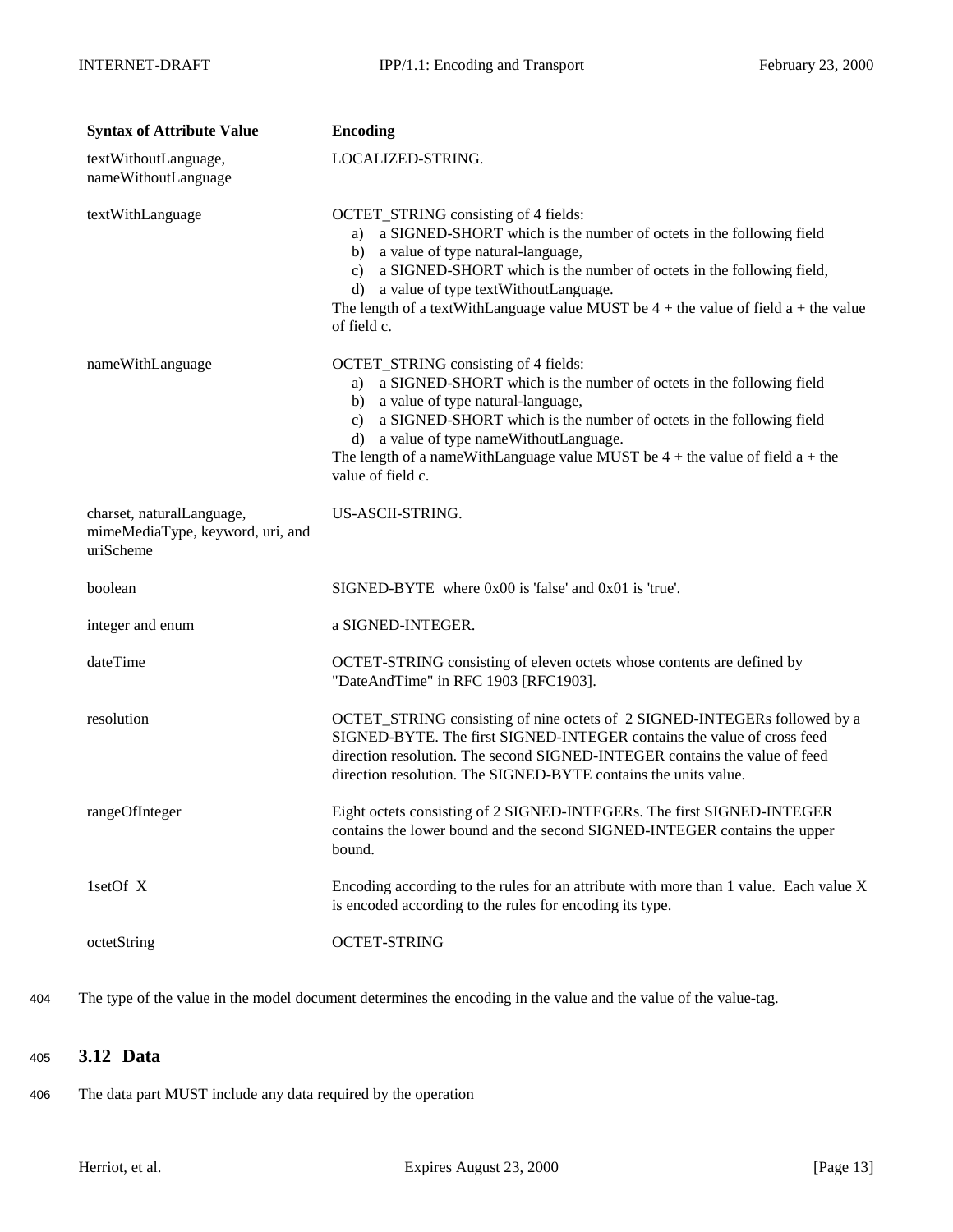| Syntax of Attribute Value | Encoding |
| --- | --- |
| textWithoutLanguage, nameWithoutLanguage | LOCALIZED-STRING. |
| textWithLanguage | OCTET_STRING consisting of 4 fields: a) a SIGNED-SHORT which is the number of octets in the following field b) a value of type natural-language, c) a SIGNED-SHORT which is the number of octets in the following field, d) a value of type textWithoutLanguage. The length of a textWithLanguage value MUST be 4 + the value of field a + the value of field c. |
| nameWithLanguage | OCTET_STRING consisting of 4 fields: a) a SIGNED-SHORT which is the number of octets in the following field b) a value of type natural-language, c) a SIGNED-SHORT which is the number of octets in the following field d) a value of type nameWithoutLanguage. The length of a nameWithLanguage value MUST be 4 + the value of field a + the value of field c. |
| charset, naturalLanguage, mimeMediaType, keyword, uri, and uriScheme | US-ASCII-STRING. |
| boolean | SIGNED-BYTE where 0x00 is 'false' and 0x01 is 'true'. |
| integer and enum | a SIGNED-INTEGER. |
| dateTime | OCTET-STRING consisting of eleven octets whose contents are defined by "DateAndTime" in RFC 1903 [RFC1903]. |
| resolution | OCTET_STRING consisting of nine octets of 2 SIGNED-INTEGERs followed by a SIGNED-BYTE. The first SIGNED-INTEGER contains the value of cross feed direction resolution. The second SIGNED-INTEGER contains the value of feed direction resolution. The SIGNED-BYTE contains the units value. |
| rangeOfInteger | Eight octets consisting of 2 SIGNED-INTEGERs. The first SIGNED-INTEGER contains the lower bound and the second SIGNED-INTEGER contains the upper bound. |
| 1setOf X | Encoding according to the rules for an attribute with more than 1 value. Each value X is encoded according to the rules for encoding its type. |
| octetString | OCTET-STRING |

404 The type of the value in the model document determines the encoding in the value and the value of the value-tag.

## 3.12 Data

406 The data part MUST include any data required by the operation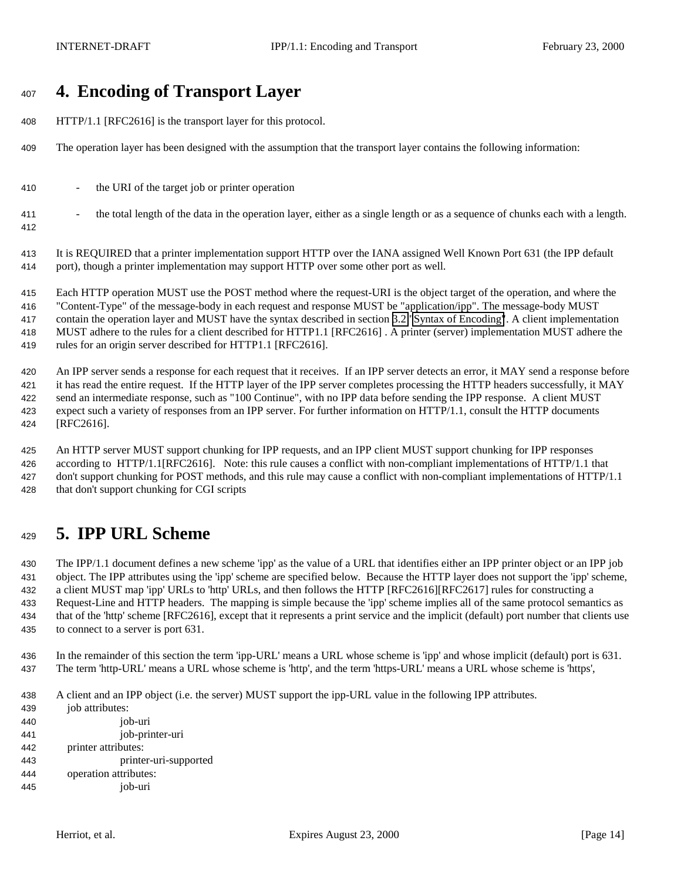# 4. Encoding of Transport Layer

HTTP/1.1 [RFC2616] is the transport layer for this protocol.

The operation layer has been designed with the assumption that the transport layer contains the following information:

- the URI of the target job or printer operation
- the total length of the data in the operation layer, either as a single length or as a sequence of chunks each with a length.

It is REQUIRED that a printer implementation support HTTP over the IANA assigned Well Known Port 631 (the IPP default port), though a printer implementation may support HTTP over some other port as well.

Each HTTP operation MUST use the POST method where the request-URI is the object target of the operation, and where the "Content-Type" of the message-body in each request and response MUST be "application/ipp". The message-body MUST contain the operation layer and MUST have the syntax described in section 3.2 "Syntax of Encoding". A client implementation MUST adhere to the rules for a client described for HTTP1.1 [RFC2616] . A printer (server) implementation MUST adhere the rules for an origin server described for HTTP1.1 [RFC2616].

An IPP server sends a response for each request that it receives. If an IPP server detects an error, it MAY send a response before it has read the entire request. If the HTTP layer of the IPP server completes processing the HTTP headers successfully, it MAY send an intermediate response, such as "100 Continue", with no IPP data before sending the IPP response. A client MUST expect such a variety of responses from an IPP server. For further information on HTTP/1.1, consult the HTTP documents [RFC2616].

An HTTP server MUST support chunking for IPP requests, and an IPP client MUST support chunking for IPP responses according to HTTP/1.1[RFC2616]. Note: this rule causes a conflict with non-compliant implementations of HTTP/1.1 that don't support chunking for POST methods, and this rule may cause a conflict with non-compliant implementations of HTTP/1.1 that don't support chunking for CGI scripts

# 5. IPP URL Scheme

The IPP/1.1 document defines a new scheme 'ipp' as the value of a URL that identifies either an IPP printer object or an IPP job object. The IPP attributes using the 'ipp' scheme are specified below. Because the HTTP layer does not support the 'ipp' scheme, a client MUST map 'ipp' URLs to 'http' URLs, and then follows the HTTP [RFC2616][RFC2617] rules for constructing a Request-Line and HTTP headers. The mapping is simple because the 'ipp' scheme implies all of the same protocol semantics as that of the 'http' scheme [RFC2616], except that it represents a print service and the implicit (default) port number that clients use to connect to a server is port 631.

In the remainder of this section the term 'ipp-URL' means a URL whose scheme is 'ipp' and whose implicit (default) port is 631. The term 'http-URL' means a URL whose scheme is 'http', and the term 'https-URL' means a URL whose scheme is 'https',

A client and an IPP object (i.e. the server) MUST support the ipp-URL value in the following IPP attributes.

job attributes:
- job-uri
- job-printer-uri

printer attributes:
- printer-uri-supported

operation attributes:
- job-uri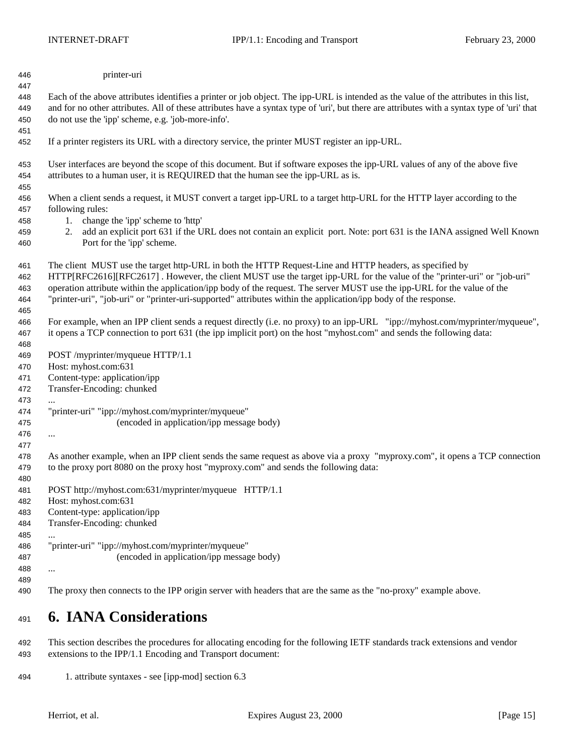printer-uri

Each of the above attributes identifies a printer or job object. The ipp-URL is intended as the value of the attributes in this list, and for no other attributes. All of these attributes have a syntax type of 'uri', but there are attributes with a syntax type of 'uri' that do not use the 'ipp' scheme, e.g. 'job-more-info'.

If a printer registers its URL with a directory service, the printer MUST register an ipp-URL.

User interfaces are beyond the scope of this document. But if software exposes the ipp-URL values of any of the above five attributes to a human user, it is REQUIRED that the human see the ipp-URL as is.

When a client sends a request, it MUST convert a target ipp-URL to a target http-URL for the HTTP layer according to the following rules:

1. change the 'ipp' scheme to 'http'
2. add an explicit port 631 if the URL does not contain an explicit port. Note: port 631 is the IANA assigned Well Known Port for the 'ipp' scheme.

The client MUST use the target http-URL in both the HTTP Request-Line and HTTP headers, as specified by HTTP[RFC2616][RFC2617] . However, the client MUST use the target ipp-URL for the value of the "printer-uri" or "job-uri" operation attribute within the application/ipp body of the request. The server MUST use the ipp-URL for the value of the "printer-uri", "job-uri" or "printer-uri-supported" attributes within the application/ipp body of the response.

For example, when an IPP client sends a request directly (i.e. no proxy) to an ipp-URL "ipp://myhost.com/myprinter/myqueue", it opens a TCP connection to port 631 (the ipp implicit port) on the host "myhost.com" and sends the following data:

```
POST /myprinter/myqueue HTTP/1.1
Host: myhost.com:631
Content-type: application/ipp
Transfer-Encoding: chunked
...
"printer-uri" "ipp://myhost.com/myprinter/myqueue"
            (encoded in application/ipp message body)
...
```

As another example, when an IPP client sends the same request as above via a proxy "myproxy.com", it opens a TCP connection to the proxy port 8080 on the proxy host "myproxy.com" and sends the following data:

```
POST http://myhost.com:631/myprinter/myqueue   HTTP/1.1
Host: myhost.com:631
Content-type: application/ipp
Transfer-Encoding: chunked
...
"printer-uri" "ipp://myhost.com/myprinter/myqueue"
            (encoded in application/ipp message body)
...
```

The proxy then connects to the IPP origin server with headers that are the same as the "no-proxy" example above.

# 6. IANA Considerations

This section describes the procedures for allocating encoding for the following IETF standards track extensions and vendor extensions to the IPP/1.1 Encoding and Transport document:

1. attribute syntaxes - see [ipp-mod] section 6.3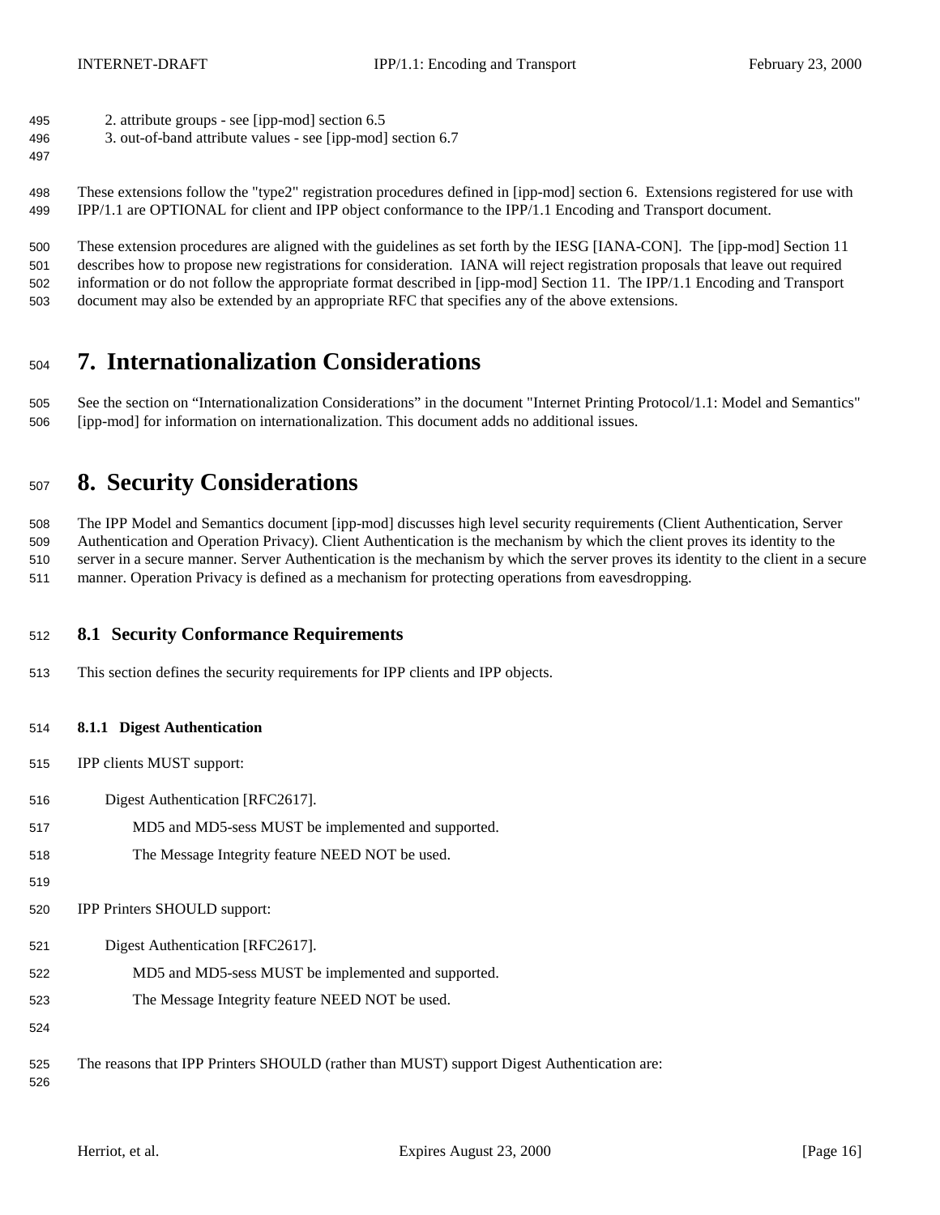2. attribute groups - see [ipp-mod] section 6.5
3. out-of-band attribute values - see [ipp-mod] section 6.7

These extensions follow the "type2" registration procedures defined in [ipp-mod] section 6. Extensions registered for use with IPP/1.1 are OPTIONAL for client and IPP object conformance to the IPP/1.1 Encoding and Transport document.

These extension procedures are aligned with the guidelines as set forth by the IESG [IANA-CON]. The [ipp-mod] Section 11 describes how to propose new registrations for consideration. IANA will reject registration proposals that leave out required information or do not follow the appropriate format described in [ipp-mod] Section 11. The IPP/1.1 Encoding and Transport document may also be extended by an appropriate RFC that specifies any of the above extensions.

# 7. Internationalization Considerations

See the section on “Internationalization Considerations” in the document "Internet Printing Protocol/1.1: Model and Semantics" [ipp-mod] for information on internationalization. This document adds no additional issues.

# 8. Security Considerations

The IPP Model and Semantics document [ipp-mod] discusses high level security requirements (Client Authentication, Server Authentication and Operation Privacy). Client Authentication is the mechanism by which the client proves its identity to the server in a secure manner. Server Authentication is the mechanism by which the server proves its identity to the client in a secure manner. Operation Privacy is defined as a mechanism for protecting operations from eavesdropping.

## 8.1 Security Conformance Requirements

This section defines the security requirements for IPP clients and IPP objects.

### 8.1.1 Digest Authentication

IPP clients MUST support:

Digest Authentication [RFC2617].

MD5 and MD5-sess MUST be implemented and supported.

The Message Integrity feature NEED NOT be used.

IPP Printers SHOULD support:

Digest Authentication [RFC2617].

MD5 and MD5-sess MUST be implemented and supported.

The Message Integrity feature NEED NOT be used.

The reasons that IPP Printers SHOULD (rather than MUST) support Digest Authentication are: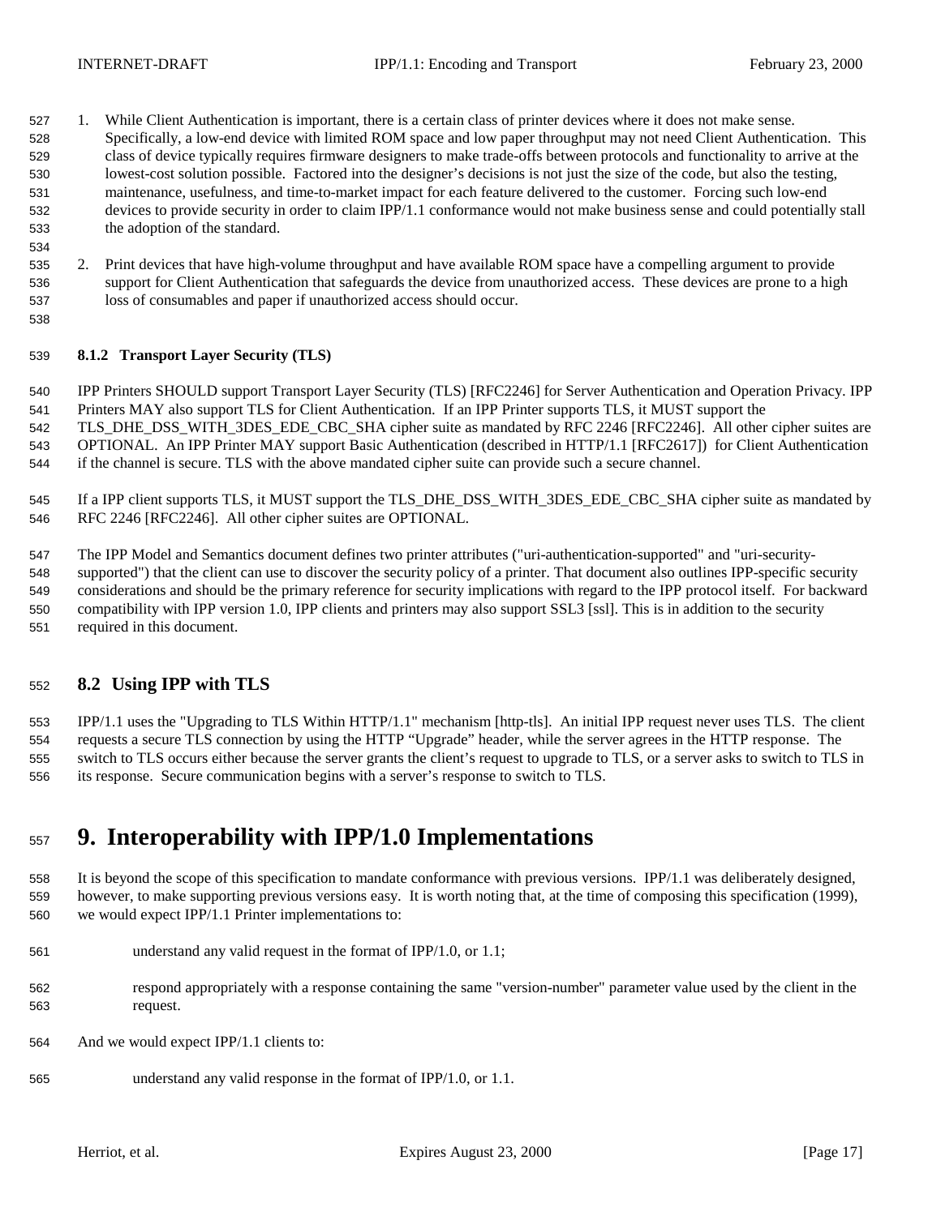1. While Client Authentication is important, there is a certain class of printer devices where it does not make sense. Specifically, a low-end device with limited ROM space and low paper throughput may not need Client Authentication. This class of device typically requires firmware designers to make trade-offs between protocols and functionality to arrive at the lowest-cost solution possible. Factored into the designer's decisions is not just the size of the code, but also the testing, maintenance, usefulness, and time-to-market impact for each feature delivered to the customer. Forcing such low-end devices to provide security in order to claim IPP/1.1 conformance would not make business sense and could potentially stall the adoption of the standard.

2. Print devices that have high-volume throughput and have available ROM space have a compelling argument to provide support for Client Authentication that safeguards the device from unauthorized access. These devices are prone to a high loss of consumables and paper if unauthorized access should occur.

### 8.1.2 Transport Layer Security (TLS)

IPP Printers SHOULD support Transport Layer Security (TLS) [RFC2246] for Server Authentication and Operation Privacy. IPP Printers MAY also support TLS for Client Authentication. If an IPP Printer supports TLS, it MUST support the TLS_DHE_DSS_WITH_3DES_EDE_CBC_SHA cipher suite as mandated by RFC 2246 [RFC2246]. All other cipher suites are OPTIONAL. An IPP Printer MAY support Basic Authentication (described in HTTP/1.1 [RFC2617]) for Client Authentication if the channel is secure. TLS with the above mandated cipher suite can provide such a secure channel.

If a IPP client supports TLS, it MUST support the TLS_DHE_DSS_WITH_3DES_EDE_CBC_SHA cipher suite as mandated by RFC 2246 [RFC2246]. All other cipher suites are OPTIONAL.

The IPP Model and Semantics document defines two printer attributes ("uri-authentication-supported" and "uri-security-supported") that the client can use to discover the security policy of a printer. That document also outlines IPP-specific security considerations and should be the primary reference for security implications with regard to the IPP protocol itself. For backward compatibility with IPP version 1.0, IPP clients and printers may also support SSL3 [ssl]. This is in addition to the security required in this document.

## 8.2 Using IPP with TLS

IPP/1.1 uses the "Upgrading to TLS Within HTTP/1.1" mechanism [http-tls]. An initial IPP request never uses TLS. The client requests a secure TLS connection by using the HTTP "Upgrade" header, while the server agrees in the HTTP response. The switch to TLS occurs either because the server grants the client's request to upgrade to TLS, or a server asks to switch to TLS in its response. Secure communication begins with a server's response to switch to TLS.

# 9. Interoperability with IPP/1.0 Implementations

It is beyond the scope of this specification to mandate conformance with previous versions. IPP/1.1 was deliberately designed, however, to make supporting previous versions easy. It is worth noting that, at the time of composing this specification (1999), we would expect IPP/1.1 Printer implementations to:

understand any valid request in the format of IPP/1.0, or 1.1;

respond appropriately with a response containing the same "version-number" parameter value used by the client in the request.

And we would expect IPP/1.1 clients to:

understand any valid response in the format of IPP/1.0, or 1.1.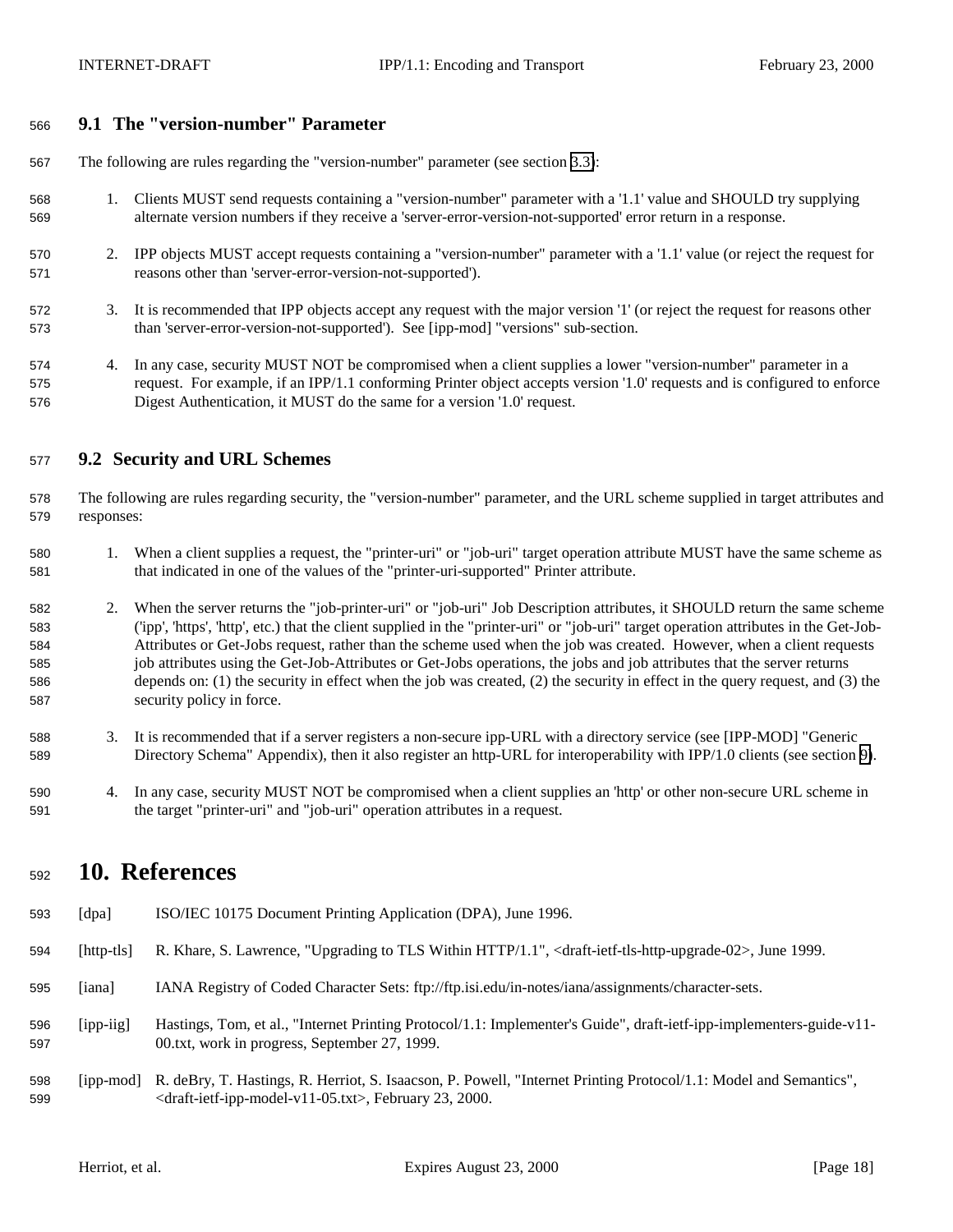### 9.1 The "version-number" Parameter

The following are rules regarding the "version-number" parameter (see section 3.3):

1. Clients MUST send requests containing a "version-number" parameter with a '1.1' value and SHOULD try supplying alternate version numbers if they receive a 'server-error-version-not-supported' error return in a response.

2. IPP objects MUST accept requests containing a "version-number" parameter with a '1.1' value (or reject the request for reasons other than 'server-error-version-not-supported').

3. It is recommended that IPP objects accept any request with the major version '1' (or reject the request for reasons other than 'server-error-version-not-supported'). See [ipp-mod] "versions" sub-section.

4. In any case, security MUST NOT be compromised when a client supplies a lower "version-number" parameter in a request. For example, if an IPP/1.1 conforming Printer object accepts version '1.0' requests and is configured to enforce Digest Authentication, it MUST do the same for a version '1.0' request.

### 9.2 Security and URL Schemes

The following are rules regarding security, the "version-number" parameter, and the URL scheme supplied in target attributes and responses:

1. When a client supplies a request, the "printer-uri" or "job-uri" target operation attribute MUST have the same scheme as that indicated in one of the values of the "printer-uri-supported" Printer attribute.

2. When the server returns the "job-printer-uri" or "job-uri" Job Description attributes, it SHOULD return the same scheme ('ipp', 'https', 'http', etc.) that the client supplied in the "printer-uri" or "job-uri" target operation attributes in the Get-Job-Attributes or Get-Jobs request, rather than the scheme used when the job was created. However, when a client requests job attributes using the Get-Job-Attributes or Get-Jobs operations, the jobs and job attributes that the server returns depends on: (1) the security in effect when the job was created, (2) the security in effect in the query request, and (3) the security policy in force.

3. It is recommended that if a server registers a non-secure ipp-URL with a directory service (see [IPP-MOD] "Generic Directory Schema" Appendix), then it also register an http-URL for interoperability with IPP/1.0 clients (see section 9).

4. In any case, security MUST NOT be compromised when a client supplies an 'http' or other non-secure URL scheme in the target "printer-uri" and "job-uri" operation attributes in a request.

# 10. References

[dpa] ISO/IEC 10175 Document Printing Application (DPA), June 1996.

[http-tls] R. Khare, S. Lawrence, "Upgrading to TLS Within HTTP/1.1", <draft-ietf-tls-http-upgrade-02>, June 1999.

[iana] IANA Registry of Coded Character Sets: ftp://ftp.isi.edu/in-notes/iana/assignments/character-sets.

[ipp-iig] Hastings, Tom, et al., "Internet Printing Protocol/1.1: Implementer's Guide", draft-ietf-ipp-implementers-guide-v11-00.txt, work in progress, September 27, 1999.

[ipp-mod] R. deBry, T. Hastings, R. Herriot, S. Isaacson, P. Powell, "Internet Printing Protocol/1.1: Model and Semantics", <draft-ietf-ipp-model-v11-05.txt>, February 23, 2000.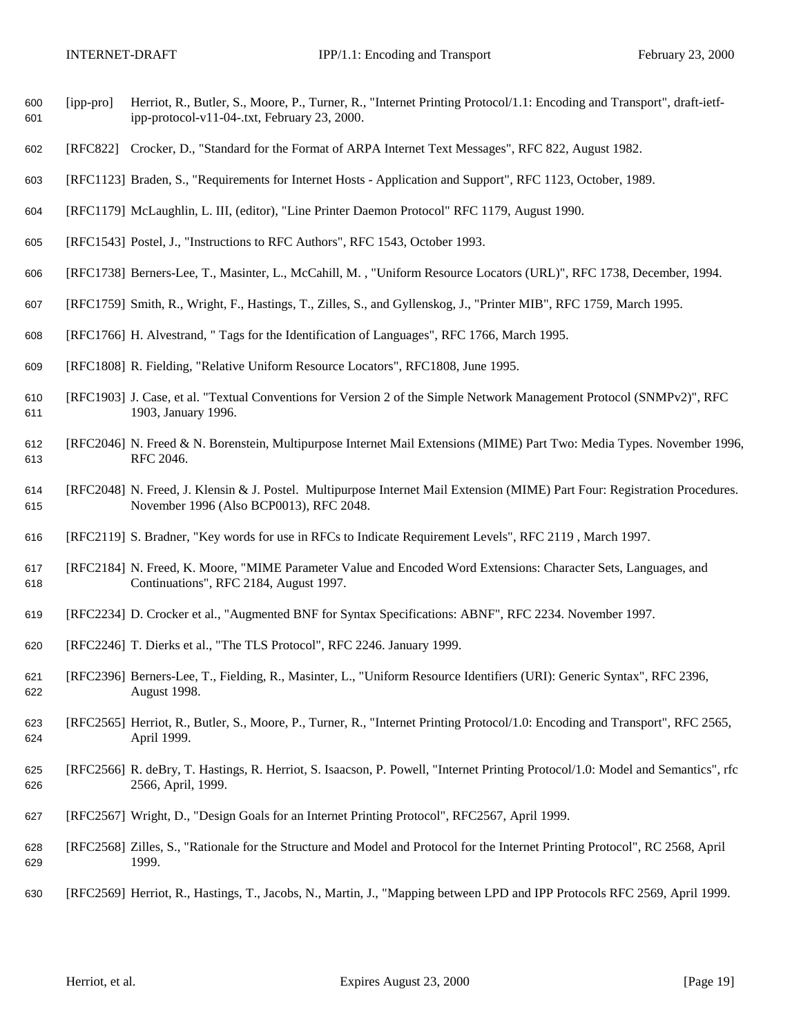[ipp-pro] Herriot, R., Butler, S., Moore, P., Turner, R., "Internet Printing Protocol/1.1: Encoding and Transport", draft-ietf-ipp-protocol-v11-04-.txt, February 23, 2000.

[RFC822] Crocker, D., "Standard for the Format of ARPA Internet Text Messages", RFC 822, August 1982.

[RFC1123] Braden, S., "Requirements for Internet Hosts - Application and Support", RFC 1123, October, 1989.

[RFC1179] McLaughlin, L. III, (editor), "Line Printer Daemon Protocol" RFC 1179, August 1990.

[RFC1543] Postel, J., "Instructions to RFC Authors", RFC 1543, October 1993.

[RFC1738] Berners-Lee, T., Masinter, L., McCahill, M. , "Uniform Resource Locators (URL)", RFC 1738, December, 1994.

[RFC1759] Smith, R., Wright, F., Hastings, T., Zilles, S., and Gyllenskog, J., "Printer MIB", RFC 1759, March 1995.

[RFC1766] H. Alvestrand, " Tags for the Identification of Languages", RFC 1766, March 1995.

[RFC1808] R. Fielding, "Relative Uniform Resource Locators", RFC1808, June 1995.

[RFC1903] J. Case, et al. "Textual Conventions for Version 2 of the Simple Network Management Protocol (SNMPv2)", RFC 1903, January 1996.

[RFC2046] N. Freed & N. Borenstein, Multipurpose Internet Mail Extensions (MIME) Part Two: Media Types. November 1996, RFC 2046.

[RFC2048] N. Freed, J. Klensin & J. Postel. Multipurpose Internet Mail Extension (MIME) Part Four: Registration Procedures. November 1996 (Also BCP0013), RFC 2048.

[RFC2119] S. Bradner, "Key words for use in RFCs to Indicate Requirement Levels", RFC 2119 , March 1997.

[RFC2184] N. Freed, K. Moore, "MIME Parameter Value and Encoded Word Extensions: Character Sets, Languages, and Continuations", RFC 2184, August 1997.

[RFC2234] D. Crocker et al., "Augmented BNF for Syntax Specifications: ABNF", RFC 2234. November 1997.

[RFC2246] T. Dierks et al., "The TLS Protocol", RFC 2246. January 1999.

[RFC2396] Berners-Lee, T., Fielding, R., Masinter, L., "Uniform Resource Identifiers (URI): Generic Syntax", RFC 2396, August 1998.

[RFC2565] Herriot, R., Butler, S., Moore, P., Turner, R., "Internet Printing Protocol/1.0: Encoding and Transport", RFC 2565, April 1999.

[RFC2566] R. deBry, T. Hastings, R. Herriot, S. Isaacson, P. Powell, "Internet Printing Protocol/1.0: Model and Semantics", rfc 2566, April, 1999.

[RFC2567] Wright, D., "Design Goals for an Internet Printing Protocol", RFC2567, April 1999.

[RFC2568] Zilles, S., "Rationale for the Structure and Model and Protocol for the Internet Printing Protocol", RC 2568, April 1999.

[RFC2569] Herriot, R., Hastings, T., Jacobs, N., Martin, J., "Mapping between LPD and IPP Protocols RFC 2569, April 1999.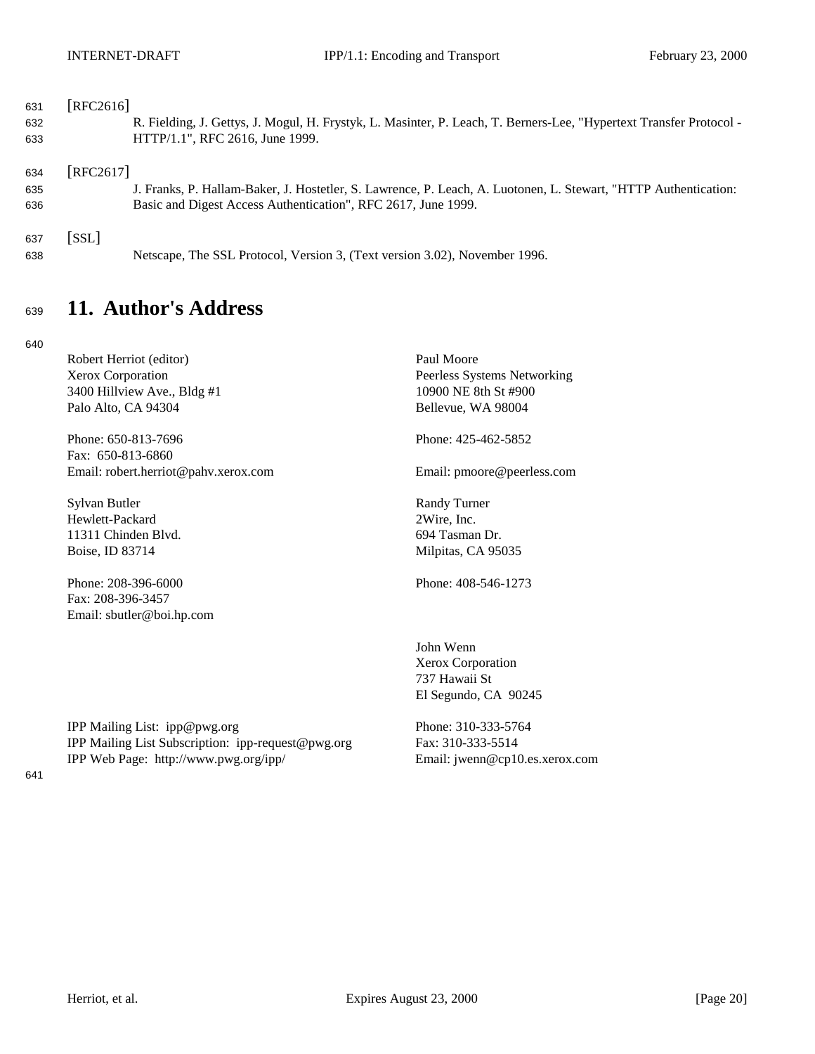[RFC2616]

R. Fielding, J. Gettys, J. Mogul, H. Frystyk, L. Masinter, P. Leach, T. Berners-Lee, "Hypertext Transfer Protocol - HTTP/1.1", RFC 2616, June 1999.

[RFC2617]

J. Franks, P. Hallam-Baker, J. Hostetler, S. Lawrence, P. Leach, A. Luotonen, L. Stewart, "HTTP Authentication: Basic and Digest Access Authentication", RFC 2617, June 1999.

[SSL]

Netscape, The SSL Protocol, Version 3, (Text version 3.02), November 1996.

# 11. Author's Address

Robert Herriot (editor)
Xerox Corporation
3400 Hillview Ave., Bldg #1
Palo Alto, CA 94304

Phone: 650-813-7696
Fax: 650-813-6860
Email: robert.herriot@pahv.xerox.com

Sylvan Butler
Hewlett-Packard
11311 Chinden Blvd.
Boise, ID 83714

Phone: 208-396-6000
Fax: 208-396-3457
Email: sbutler@boi.hp.com

Paul Moore
Peerless Systems Networking
10900 NE 8th St #900
Bellevue, WA 98004

Phone: 425-462-5852

Email: pmoore@peerless.com

Randy Turner
2Wire, Inc.
694 Tasman Dr.
Milpitas, CA 95035

Phone: 408-546-1273

John Wenn
Xerox Corporation
737 Hawaii St
El Segundo, CA 90245

Phone: 310-333-5764
Fax: 310-333-5514
Email: jwenn@cp10.es.xerox.com

IPP Mailing List: ipp@pwg.org
IPP Mailing List Subscription: ipp-request@pwg.org
IPP Web Page: http://www.pwg.org/ipp/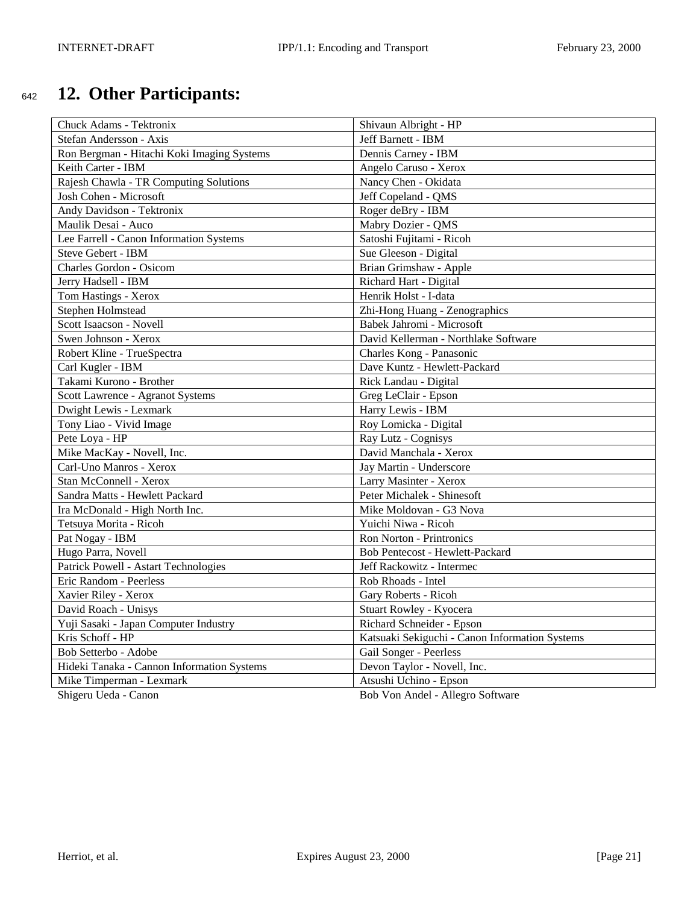# 12. Other Participants:

| Chuck Adams - Tektronix | Shivaun Albright - HP |
|---|---|
| Stefan Andersson - Axis | Jeff Barnett - IBM |
| Ron Bergman - Hitachi Koki Imaging Systems | Dennis Carney - IBM |
| Keith Carter - IBM | Angelo Caruso - Xerox |
| Rajesh Chawla - TR Computing Solutions | Nancy Chen - Okidata |
| Josh Cohen - Microsoft | Jeff Copeland - QMS |
| Andy Davidson - Tektronix | Roger deBry - IBM |
| Maulik Desai - Auco | Mabry Dozier - QMS |
| Lee Farrell - Canon Information Systems | Satoshi Fujitami - Ricoh |
| Steve Gebert - IBM | Sue Gleeson - Digital |
| Charles Gordon - Osicom | Brian Grimshaw - Apple |
| Jerry Hadsell - IBM | Richard Hart - Digital |
| Tom Hastings - Xerox | Henrik Holst - I-data |
| Stephen Holmstead | Zhi-Hong Huang - Zenographics |
| Scott Isaacson - Novell | Babek Jahromi - Microsoft |
| Swen Johnson - Xerox | David Kellerman - Northlake Software |
| Robert Kline - TrueSpectra | Charles Kong - Panasonic |
| Carl Kugler - IBM | Dave Kuntz - Hewlett-Packard |
| Takami Kurono - Brother | Rick Landau - Digital |
| Scott Lawrence - Agranot Systems | Greg LeClair - Epson |
| Dwight Lewis - Lexmark | Harry Lewis - IBM |
| Tony Liao - Vivid Image | Roy Lomicka - Digital |
| Pete Loya - HP | Ray Lutz - Cognisys |
| Mike MacKay - Novell, Inc. | David Manchala - Xerox |
| Carl-Uno Manros - Xerox | Jay Martin - Underscore |
| Stan McConnell - Xerox | Larry Masinter - Xerox |
| Sandra Matts - Hewlett Packard | Peter Michalek - Shinesoft |
| Ira McDonald - High North Inc. | Mike Moldovan - G3 Nova |
| Tetsuya Morita - Ricoh | Yuichi Niwa - Ricoh |
| Pat Nogay - IBM | Ron Norton - Printronics |
| Hugo Parra, Novell | Bob Pentecost - Hewlett-Packard |
| Patrick Powell - Astart Technologies | Jeff Rackowitz - Intermec |
| Eric Random - Peerless | Rob Rhoads - Intel |
| Xavier Riley - Xerox | Gary Roberts - Ricoh |
| David Roach - Unisys | Stuart Rowley - Kyocera |
| Yuji Sasaki - Japan Computer Industry | Richard Schneider - Epson |
| Kris Schoff - HP | Katsuaki Sekiguchi - Canon Information Systems |
| Bob Setterbo - Adobe | Gail Songer - Peerless |
| Hideki Tanaka - Cannon Information Systems | Devon Taylor - Novell, Inc. |
| Mike Timperman - Lexmark | Atsushi Uchino - Epson |
| Shigeru Ueda - Canon | Bob Von Andel - Allegro Software |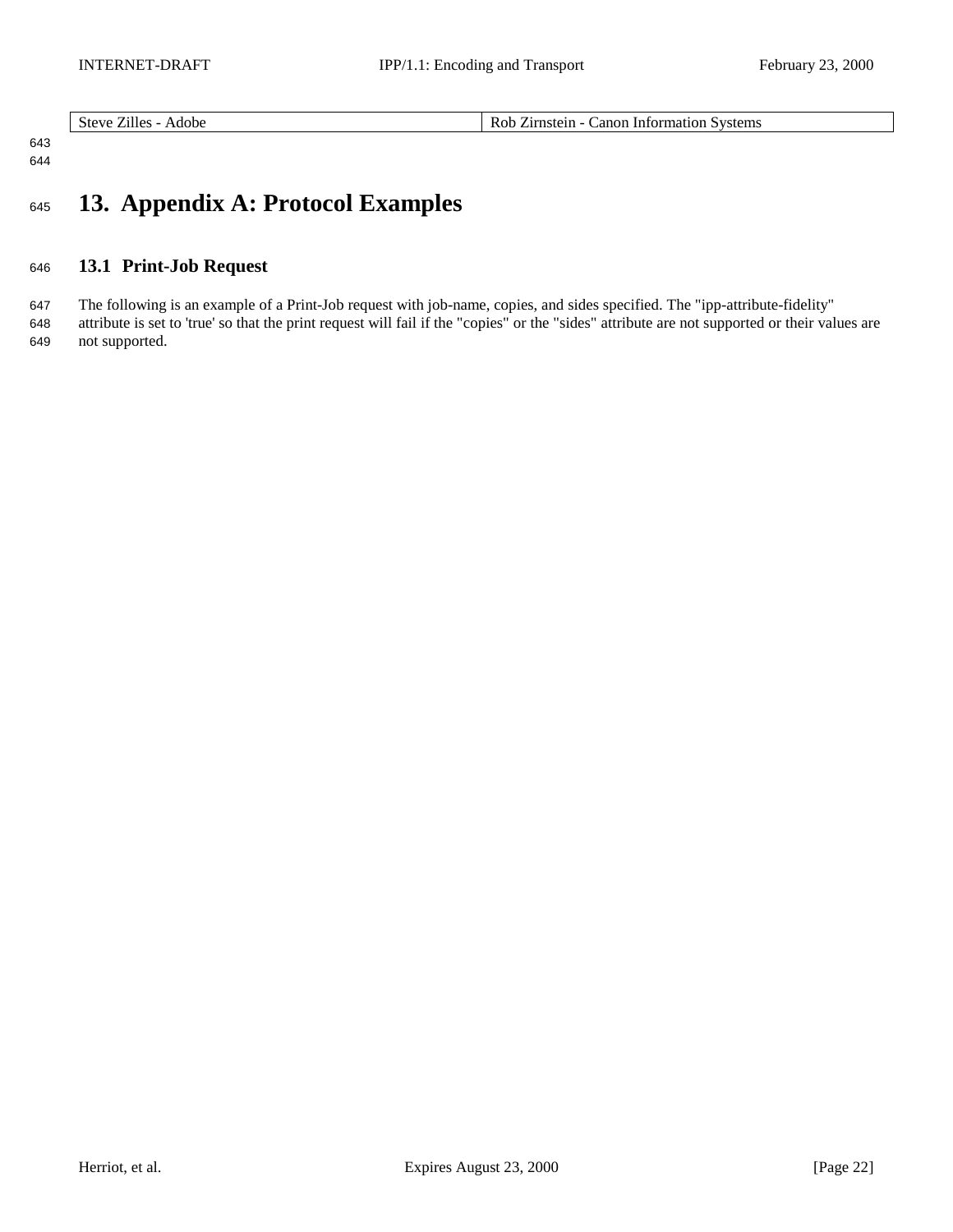| Steve Zilles - Adobe | Rob Zirnstein - Canon Information Systems |
| --- | --- |

# 13. Appendix A: Protocol Examples

## 13.1 Print-Job Request

The following is an example of a Print-Job request with job-name, copies, and sides specified. The "ipp-attribute-fidelity" attribute is set to 'true' so that the print request will fail if the "copies" or the "sides" attribute are not supported or their values are not supported.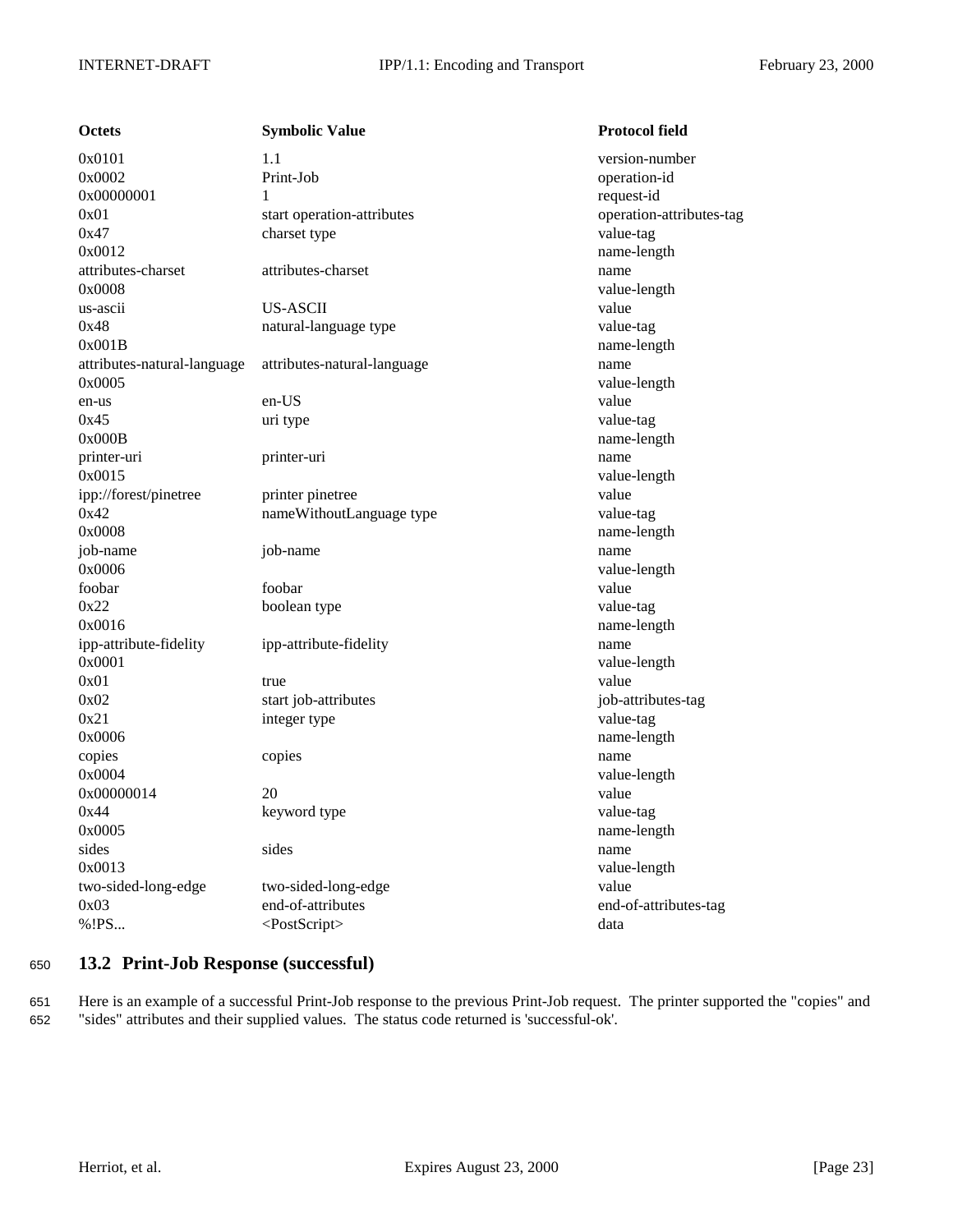| Octets | Symbolic Value | Protocol field |
| --- | --- | --- |
| 0x0101 | 1.1 | version-number |
| 0x0002 | Print-Job | operation-id |
| 0x00000001 | 1 | request-id |
| 0x01 | start operation-attributes | operation-attributes-tag |
| 0x47 | charset type | value-tag |
| 0x0012 | | name-length |
| attributes-charset | attributes-charset | name |
| 0x0008 | | value-length |
| us-ascii | US-ASCII | value |
| 0x48 | natural-language type | value-tag |
| 0x001B | | name-length |
| attributes-natural-language | attributes-natural-language | name |
| 0x0005 | | value-length |
| en-us | en-US | value |
| 0x45 | uri type | value-tag |
| 0x000B | | name-length |
| printer-uri | printer-uri | name |
| 0x0015 | | value-length |
| ipp://forest/pinetree | printer pinetree | value |
| 0x42 | nameWithoutLanguage type | value-tag |
| 0x0008 | | name-length |
| job-name | job-name | name |
| 0x0006 | | value-length |
| foobar | foobar | value |
| 0x22 | boolean type | value-tag |
| 0x0016 | | name-length |
| ipp-attribute-fidelity | ipp-attribute-fidelity | name |
| 0x0001 | | value-length |
| 0x01 | true | value |
| 0x02 | start job-attributes | job-attributes-tag |
| 0x21 | integer type | value-tag |
| 0x0006 | | name-length |
| copies | copies | name |
| 0x0004 | | value-length |
| 0x00000014 | 20 | value |
| 0x44 | keyword type | value-tag |
| 0x0005 | | name-length |
| sides | sides | name |
| 0x0013 | | value-length |
| two-sided-long-edge | two-sided-long-edge | value |
| 0x03 | end-of-attributes | end-of-attributes-tag |
| %!PS... | <PostScript> | data |

## 13.2 Print-Job Response (successful)

Here is an example of a successful Print-Job response to the previous Print-Job request. The printer supported the "copies" and "sides" attributes and their supplied values. The status code returned is 'successful-ok'.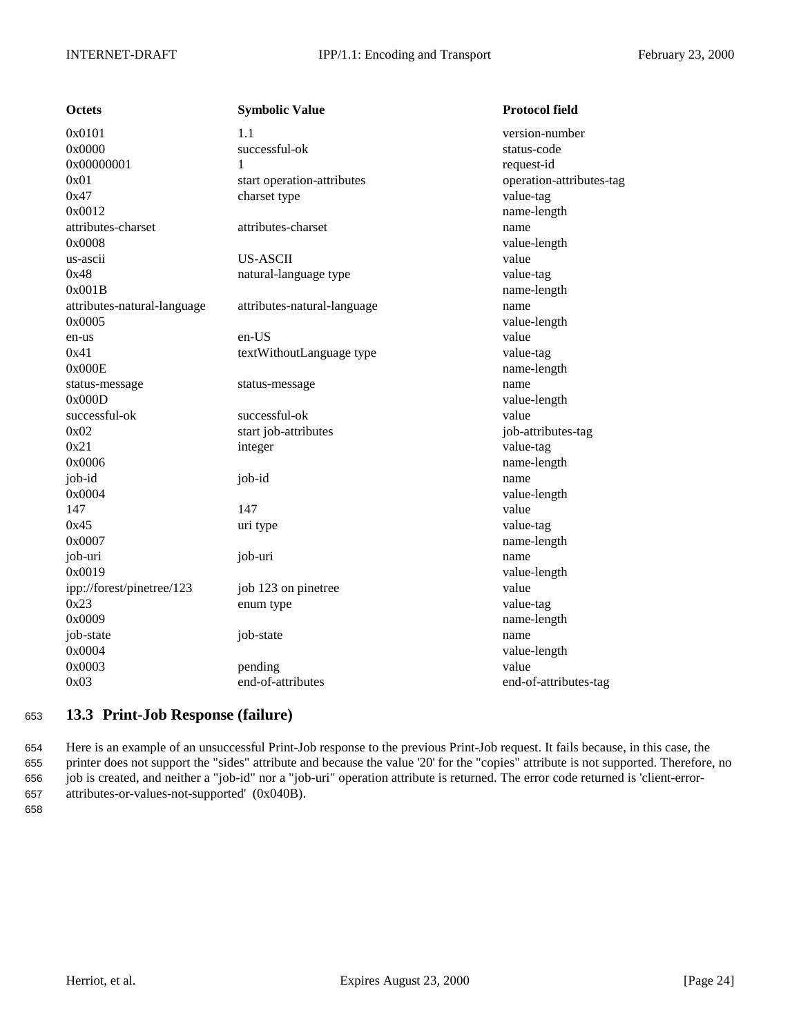| Octets | Symbolic Value | Protocol field |
|---|---|---|
| 0x0101 | 1.1 | version-number |
| 0x0000 | successful-ok | status-code |
| 0x00000001 | 1 | request-id |
| 0x01 | start operation-attributes | operation-attributes-tag |
| 0x47 | charset type | value-tag |
| 0x0012 | | name-length |
| attributes-charset | attributes-charset | name |
| 0x0008 | | value-length |
| us-ascii | US-ASCII | value |
| 0x48 | natural-language type | value-tag |
| 0x001B | | name-length |
| attributes-natural-language | attributes-natural-language | name |
| 0x0005 | | value-length |
| en-us | en-US | value |
| 0x41 | textWithoutLanguage type | value-tag |
| 0x000E | | name-length |
| status-message | status-message | name |
| 0x000D | | value-length |
| successful-ok | successful-ok | value |
| 0x02 | start job-attributes | job-attributes-tag |
| 0x21 | integer | value-tag |
| 0x0006 | | name-length |
| job-id | job-id | name |
| 0x0004 | | value-length |
| 147 | 147 | value |
| 0x45 | uri type | value-tag |
| 0x0007 | | name-length |
| job-uri | job-uri | name |
| 0x0019 | | value-length |
| ipp://forest/pinetree/123 | job 123 on pinetree | value |
| 0x23 | enum type | value-tag |
| 0x0009 | | name-length |
| job-state | job-state | name |
| 0x0004 | | value-length |
| 0x0003 | pending | value |
| 0x03 | end-of-attributes | end-of-attributes-tag |

## 13.3 Print-Job Response (failure)

Here is an example of an unsuccessful Print-Job response to the previous Print-Job request. It fails because, in this case, the printer does not support the "sides" attribute and because the value '20' for the "copies" attribute is not supported. Therefore, no job is created, and neither a "job-id" nor a "job-uri" operation attribute is returned. The error code returned is 'client-error-attributes-or-values-not-supported' (0x040B).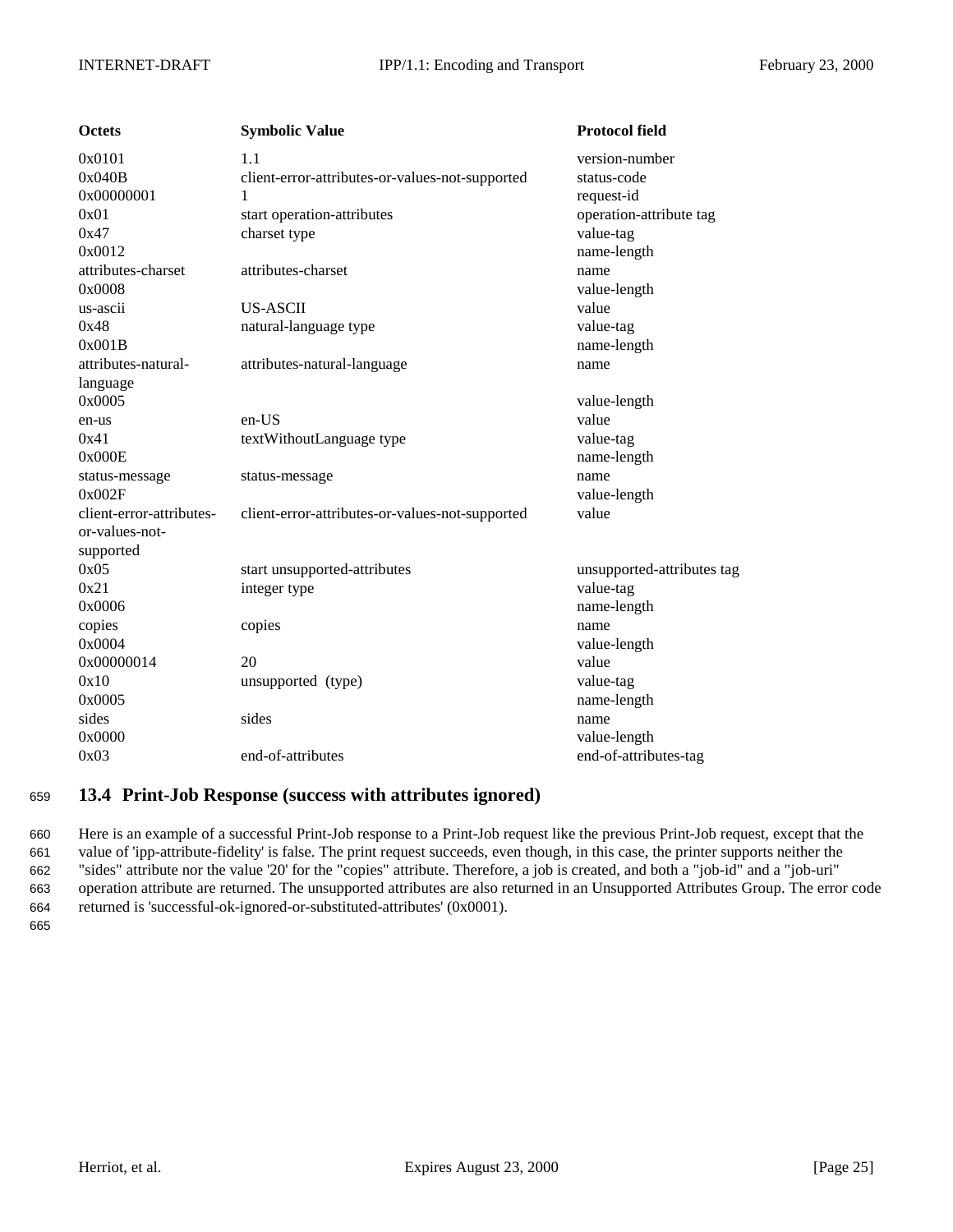| Octets | Symbolic Value | Protocol field |
|---|---|---|
| 0x0101 | 1.1 | version-number |
| 0x040B | client-error-attributes-or-values-not-supported | status-code |
| 0x00000001 | 1 | request-id |
| 0x01 | start operation-attributes | operation-attribute tag |
| 0x47 | charset type | value-tag |
| 0x0012 | | name-length |
| attributes-charset | attributes-charset | name |
| 0x0008 | | value-length |
| us-ascii | US-ASCII | value |
| 0x48 | natural-language type | value-tag |
| 0x001B | | name-length |
| attributes-natural-language | attributes-natural-language | name |
| 0x0005 | | value-length |
| en-us | en-US | value |
| 0x41 | textWithoutLanguage type | value-tag |
| 0x000E | | name-length |
| status-message | status-message | name |
| 0x002F | | value-length |
| client-error-attributes-or-values-not-supported | client-error-attributes-or-values-not-supported | value |
| 0x05 | start unsupported-attributes | unsupported-attributes tag |
| 0x21 | integer type | value-tag |
| 0x0006 | | name-length |
| copies | copies | name |
| 0x0004 | | value-length |
| 0x00000014 | 20 | value |
| 0x10 | unsupported (type) | value-tag |
| 0x0005 | | name-length |
| sides | sides | name |
| 0x0000 | | value-length |
| 0x03 | end-of-attributes | end-of-attributes-tag |

## 13.4 Print-Job Response (success with attributes ignored)

Here is an example of a successful Print-Job response to a Print-Job request like the previous Print-Job request, except that the value of 'ipp-attribute-fidelity' is false. The print request succeeds, even though, in this case, the printer supports neither the "sides" attribute nor the value '20' for the "copies" attribute. Therefore, a job is created, and both a "job-id" and a "job-uri" operation attribute are returned. The unsupported attributes are also returned in an Unsupported Attributes Group. The error code returned is 'successful-ok-ignored-or-substituted-attributes' (0x0001).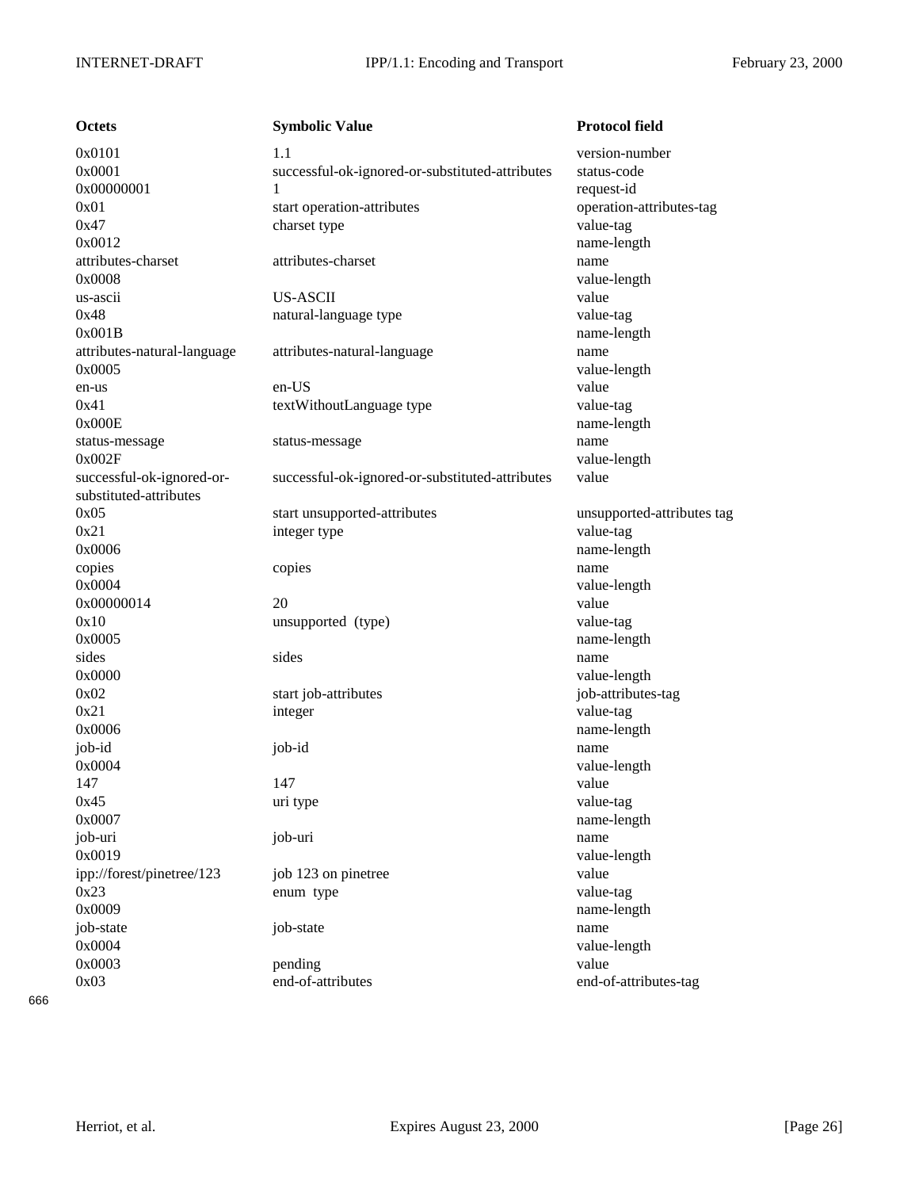| Octets | Symbolic Value | Protocol field |
|---|---|---|
| 0x0101 | 1.1 | version-number |
| 0x0001 | successful-ok-ignored-or-substituted-attributes | status-code |
| 0x00000001 | 1 | request-id |
| 0x01 | start operation-attributes | operation-attributes-tag |
| 0x47 | charset type | value-tag |
| 0x0012 | | name-length |
| attributes-charset | attributes-charset | name |
| 0x0008 | | value-length |
| us-ascii | US-ASCII | value |
| 0x48 | natural-language type | value-tag |
| 0x001B | | name-length |
| attributes-natural-language | attributes-natural-language | name |
| 0x0005 | | value-length |
| en-us | en-US | value |
| 0x41 | textWithoutLanguage type | value-tag |
| 0x000E | | name-length |
| status-message | status-message | name |
| 0x002F | | value-length |
| successful-ok-ignored-or-substituted-attributes | successful-ok-ignored-or-substituted-attributes | value |
| 0x05 | start unsupported-attributes | unsupported-attributes tag |
| 0x21 | integer type | value-tag |
| 0x0006 | | name-length |
| copies | copies | name |
| 0x0004 | | value-length |
| 0x00000014 | 20 | value |
| 0x10 | unsupported (type) | value-tag |
| 0x0005 | | name-length |
| sides | sides | name |
| 0x0000 | | value-length |
| 0x02 | start job-attributes | job-attributes-tag |
| 0x21 | integer | value-tag |
| 0x0006 | | name-length |
| job-id | job-id | name |
| 0x0004 | | value-length |
| 147 | 147 | value |
| 0x45 | uri type | value-tag |
| 0x0007 | | name-length |
| job-uri | job-uri | name |
| 0x0019 | | value-length |
| ipp://forest/pinetree/123 | job 123 on pinetree | value |
| 0x23 | enum type | value-tag |
| 0x0009 | | name-length |
| job-state | job-state | name |
| 0x0004 | | value-length |
| 0x0003 | pending | value |
| 0x03 | end-of-attributes | end-of-attributes-tag |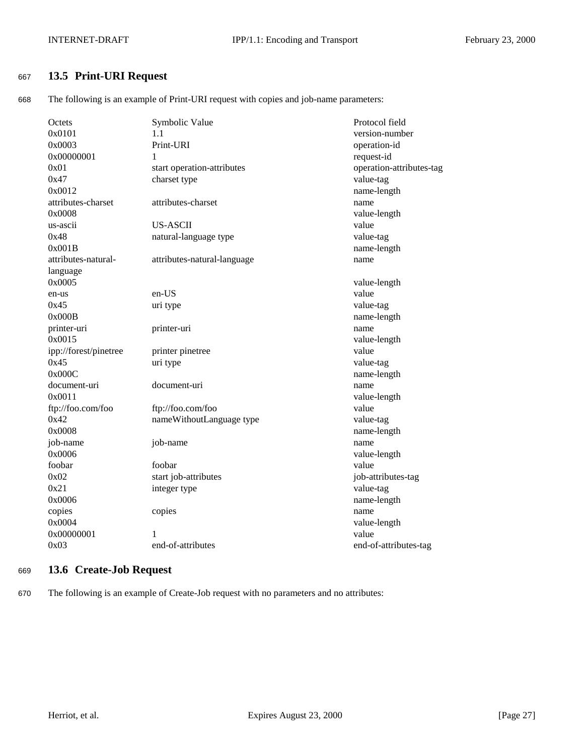## 13.5 Print-URI Request

The following is an example of Print-URI request with copies and job-name parameters:

| Octets | Symbolic Value | Protocol field |
| --- | --- | --- |
| 0x0101 | 1.1 | version-number |
| 0x0003 | Print-URI | operation-id |
| 0x00000001 | 1 | request-id |
| 0x01 | start operation-attributes | operation-attributes-tag |
| 0x47 | charset type | value-tag |
| 0x0012 | | name-length |
| attributes-charset | attributes-charset | name |
| 0x0008 | | value-length |
| us-ascii | US-ASCII | value |
| 0x48 | natural-language type | value-tag |
| 0x001B | | name-length |
| attributes-natural-language | attributes-natural-language | name |
| 0x0005 | | value-length |
| en-us | en-US | value |
| 0x45 | uri type | value-tag |
| 0x000B | | name-length |
| printer-uri | printer-uri | name |
| 0x0015 | | value-length |
| ipp://forest/pinetree | printer pinetree | value |
| 0x45 | uri type | value-tag |
| 0x000C | | name-length |
| document-uri | document-uri | name |
| 0x0011 | | value-length |
| ftp://foo.com/foo | ftp://foo.com/foo | value |
| 0x42 | nameWithoutLanguage type | value-tag |
| 0x0008 | | name-length |
| job-name | job-name | name |
| 0x0006 | | value-length |
| foobar | foobar | value |
| 0x02 | start job-attributes | job-attributes-tag |
| 0x21 | integer type | value-tag |
| 0x0006 | | name-length |
| copies | copies | name |
| 0x0004 | | value-length |
| 0x00000001 | 1 | value |
| 0x03 | end-of-attributes | end-of-attributes-tag |

## 13.6 Create-Job Request

The following is an example of Create-Job request with no parameters and no attributes: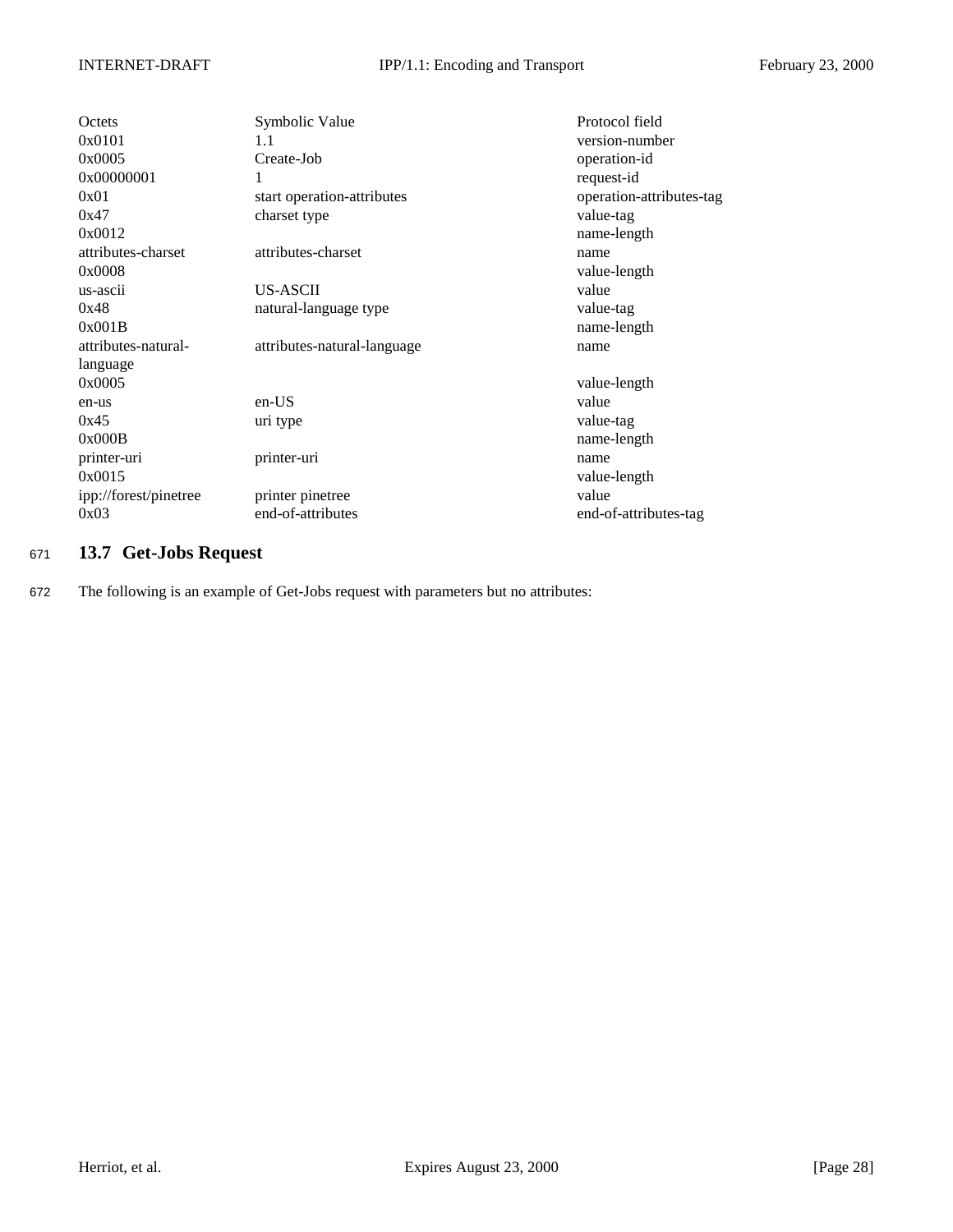| Octets | Symbolic Value | Protocol field |
| --- | --- | --- |
| 0x0101 | 1.1 | version-number |
| 0x0005 | Create-Job | operation-id |
| 0x00000001 | 1 | request-id |
| 0x01 | start operation-attributes | operation-attributes-tag |
| 0x47 | charset type | value-tag |
| 0x0012 | | name-length |
| attributes-charset | attributes-charset | name |
| 0x0008 | | value-length |
| us-ascii | US-ASCII | value |
| 0x48 | natural-language type | value-tag |
| 0x001B | | name-length |
| attributes-natural-language | attributes-natural-language | name |
| 0x0005 | | value-length |
| en-us | en-US | value |
| 0x45 | uri type | value-tag |
| 0x000B | | name-length |
| printer-uri | printer-uri | name |
| 0x0015 | | value-length |
| ipp://forest/pinetree | printer pinetree | value |
| 0x03 | end-of-attributes | end-of-attributes-tag |

## 13.7 Get-Jobs Request

The following is an example of Get-Jobs request with parameters but no attributes: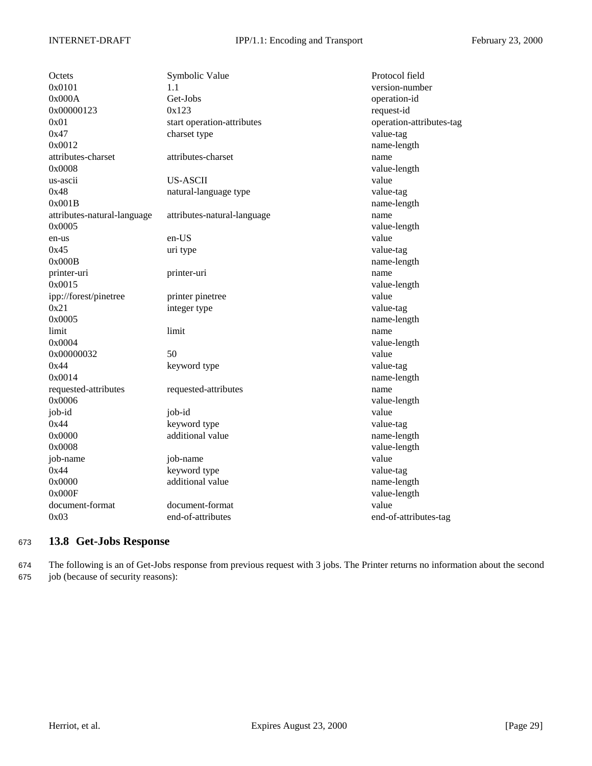| Octets | Symbolic Value | Protocol field |
| --- | --- | --- |
| 0x0101 | 1.1 | version-number |
| 0x000A | Get-Jobs | operation-id |
| 0x00000123 | 0x123 | request-id |
| 0x01 | start operation-attributes | operation-attributes-tag |
| 0x47 | charset type | value-tag |
| 0x0012 | | name-length |
| attributes-charset | attributes-charset | name |
| 0x0008 | | value-length |
| us-ascii | US-ASCII | value |
| 0x48 | natural-language type | value-tag |
| 0x001B | | name-length |
| attributes-natural-language | attributes-natural-language | name |
| 0x0005 | | value-length |
| en-us | en-US | value |
| 0x45 | uri type | value-tag |
| 0x000B | | name-length |
| printer-uri | printer-uri | name |
| 0x0015 | | value-length |
| ipp://forest/pinetree | printer pinetree | value |
| 0x21 | integer type | value-tag |
| 0x0005 | | name-length |
| limit | limit | name |
| 0x0004 | | value-length |
| 0x00000032 | 50 | value |
| 0x44 | keyword type | value-tag |
| 0x0014 | | name-length |
| requested-attributes | requested-attributes | name |
| 0x0006 | | value-length |
| job-id | job-id | value |
| 0x44 | keyword type | value-tag |
| 0x0000 | additional value | name-length |
| 0x0008 | | value-length |
| job-name | job-name | value |
| 0x44 | keyword type | value-tag |
| 0x0000 | additional value | name-length |
| 0x000F | | value-length |
| document-format | document-format | value |
| 0x03 | end-of-attributes | end-of-attributes-tag |

## 13.8 Get-Jobs Response

The following is an of Get-Jobs response from previous request with 3 jobs. The Printer returns no information about the second job (because of security reasons):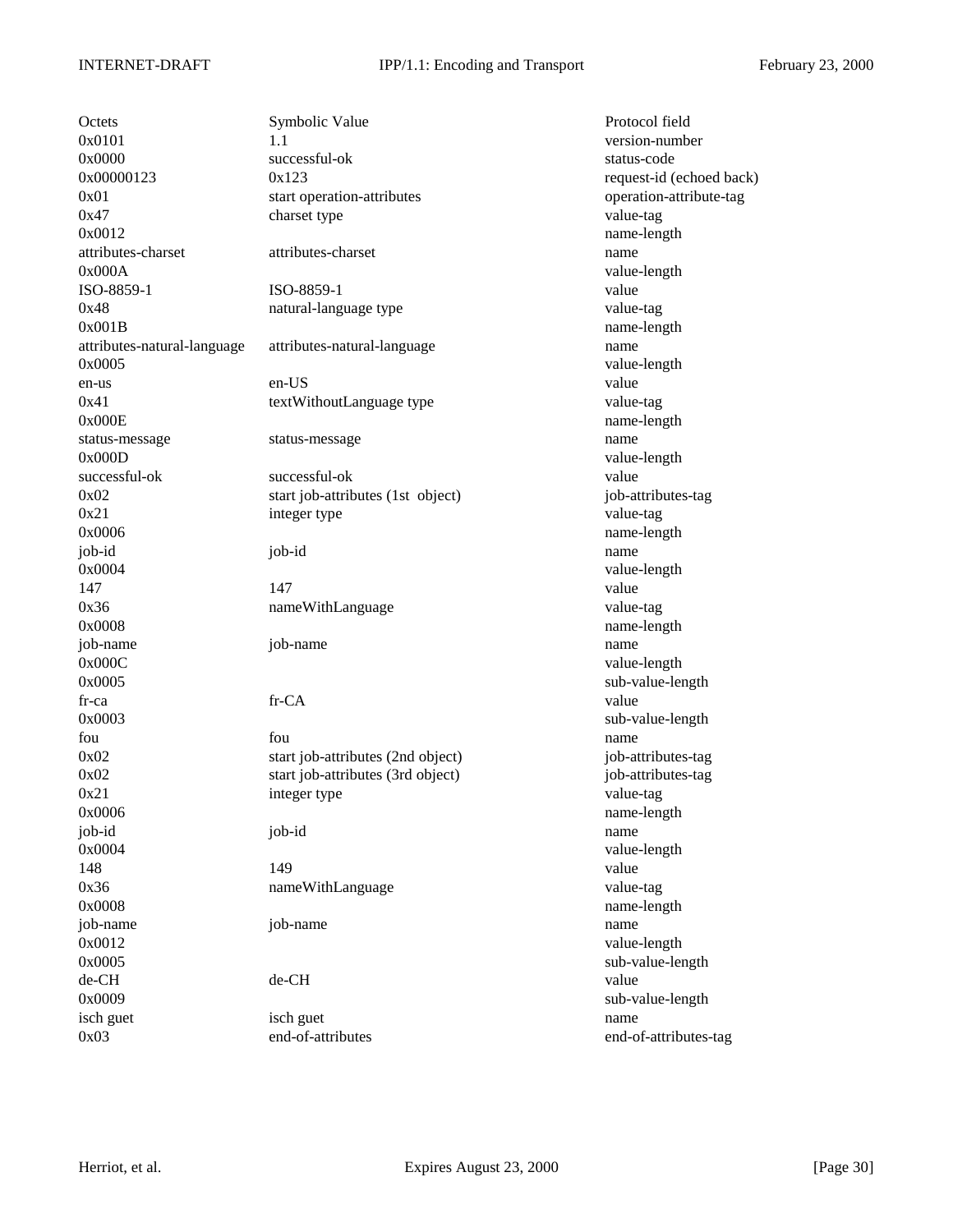| Octets | Symbolic Value | Protocol field |
| --- | --- | --- |
| 0x0101 | 1.1 | version-number |
| 0x0000 | successful-ok | status-code |
| 0x00000123 | 0x123 | request-id (echoed back) |
| 0x01 | start operation-attributes | operation-attribute-tag |
| 0x47 | charset type | value-tag |
| 0x0012 | | name-length |
| attributes-charset | attributes-charset | name |
| 0x000A | | value-length |
| ISO-8859-1 | ISO-8859-1 | value |
| 0x48 | natural-language type | value-tag |
| 0x001B | | name-length |
| attributes-natural-language | attributes-natural-language | name |
| 0x0005 | | value-length |
| en-us | en-US | value |
| 0x41 | textWithoutLanguage type | value-tag |
| 0x000E | | name-length |
| status-message | status-message | name |
| 0x000D | | value-length |
| successful-ok | successful-ok | value |
| 0x02 | start job-attributes (1st object) | job-attributes-tag |
| 0x21 | integer type | value-tag |
| 0x0006 | | name-length |
| job-id | job-id | name |
| 0x0004 | | value-length |
| 147 | 147 | value |
| 0x36 | nameWithLanguage | value-tag |
| 0x0008 | | name-length |
| job-name | job-name | name |
| 0x000C | | value-length |
| 0x0005 | | sub-value-length |
| fr-ca | fr-CA | value |
| 0x0003 | | sub-value-length |
| fou | fou | name |
| 0x02 | start job-attributes (2nd object) | job-attributes-tag |
| 0x02 | start job-attributes (3rd object) | job-attributes-tag |
| 0x21 | integer type | value-tag |
| 0x0006 | | name-length |
| job-id | job-id | name |
| 0x0004 | | value-length |
| 148 | 149 | value |
| 0x36 | nameWithLanguage | value-tag |
| 0x0008 | | name-length |
| job-name | job-name | name |
| 0x0012 | | value-length |
| 0x0005 | | sub-value-length |
| de-CH | de-CH | value |
| 0x0009 | | sub-value-length |
| isch guet | isch guet | name |
| 0x03 | end-of-attributes | end-of-attributes-tag |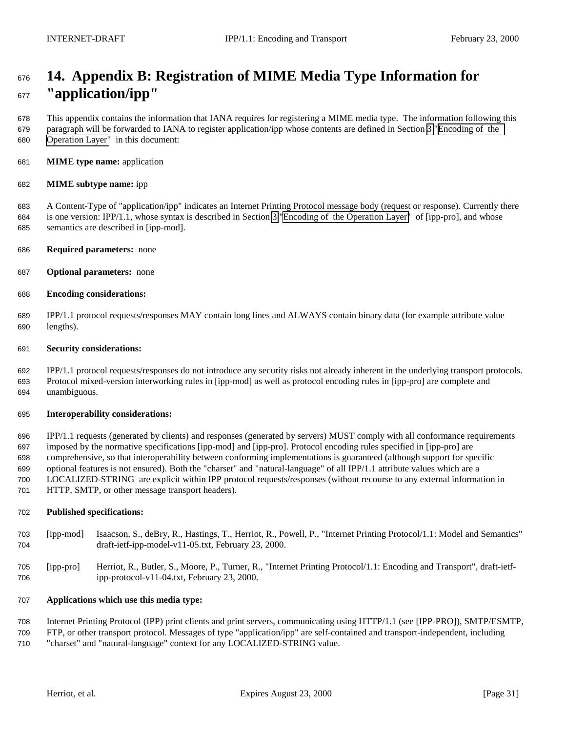# 14. Appendix B: Registration of MIME Media Type Information for "application/ipp"

This appendix contains the information that IANA requires for registering a MIME media type. The information following this paragraph will be forwarded to IANA to register application/ipp whose contents are defined in Section 3 "Encoding of the Operation Layer" in this document:

**MIME type name:** application

**MIME subtype name:** ipp

A Content-Type of "application/ipp" indicates an Internet Printing Protocol message body (request or response). Currently there is one version: IPP/1.1, whose syntax is described in Section 3 "Encoding of the Operation Layer" of [ipp-pro], and whose semantics are described in [ipp-mod].

**Required parameters:** none

**Optional parameters:** none

**Encoding considerations:**

IPP/1.1 protocol requests/responses MAY contain long lines and ALWAYS contain binary data (for example attribute value lengths).

**Security considerations:**

IPP/1.1 protocol requests/responses do not introduce any security risks not already inherent in the underlying transport protocols. Protocol mixed-version interworking rules in [ipp-mod] as well as protocol encoding rules in [ipp-pro] are complete and unambiguous.

**Interoperability considerations:**

IPP/1.1 requests (generated by clients) and responses (generated by servers) MUST comply with all conformance requirements imposed by the normative specifications [ipp-mod] and [ipp-pro]. Protocol encoding rules specified in [ipp-pro] are comprehensive, so that interoperability between conforming implementations is guaranteed (although support for specific optional features is not ensured). Both the "charset" and "natural-language" of all IPP/1.1 attribute values which are a LOCALIZED-STRING are explicit within IPP protocol requests/responses (without recourse to any external information in HTTP, SMTP, or other message transport headers).

**Published specifications:**

[ipp-mod] Isaacson, S., deBry, R., Hastings, T., Herriot, R., Powell, P., "Internet Printing Protocol/1.1: Model and Semantics" draft-ietf-ipp-model-v11-05.txt, February 23, 2000.

[ipp-pro] Herriot, R., Butler, S., Moore, P., Turner, R., "Internet Printing Protocol/1.1: Encoding and Transport", draft-ietf-ipp-protocol-v11-04.txt, February 23, 2000.

**Applications which use this media type:**

Internet Printing Protocol (IPP) print clients and print servers, communicating using HTTP/1.1 (see [IPP-PRO]), SMTP/ESMTP, FTP, or other transport protocol. Messages of type "application/ipp" are self-contained and transport-independent, including "charset" and "natural-language" context for any LOCALIZED-STRING value.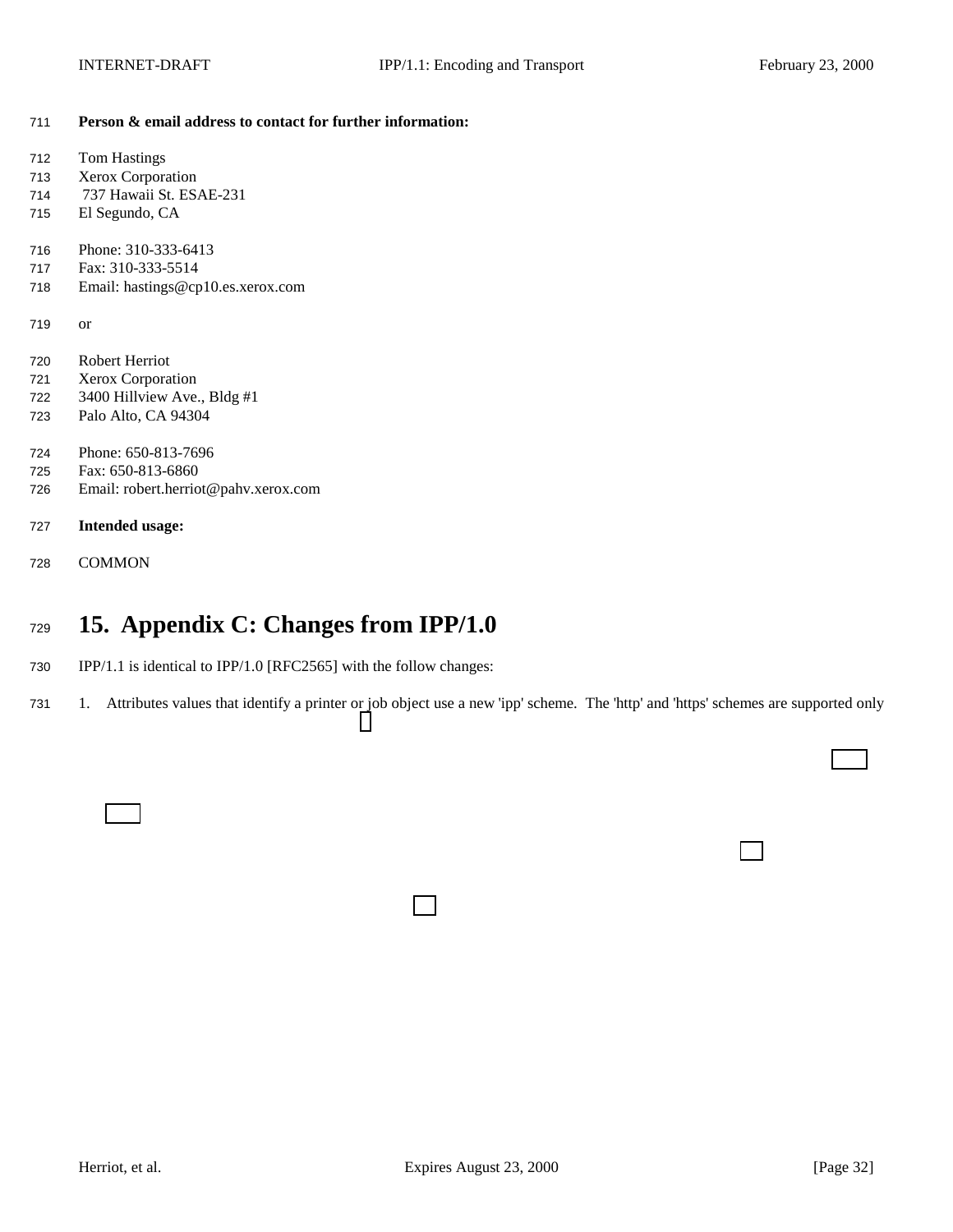**Person & email address to contact for further information:**

Tom Hastings
Xerox Corporation
737 Hawaii St. ESAE-231
El Segundo, CA

Phone: 310-333-6413
Fax: 310-333-5514
Email: hastings@cp10.es.xerox.com

or

Robert Herriot
Xerox Corporation
3400 Hillview Ave., Bldg #1
Palo Alto, CA 94304

Phone: 650-813-7696
Fax: 650-813-6860
Email: robert.herriot@pahv.xerox.com

**Intended usage:**

COMMON

# 15. Appendix C: Changes from IPP/1.0

IPP/1.1 is identical to IPP/1.0 [RFC2565] with the follow changes:

1. Attributes values that identify a printer or job object use a new 'ipp' scheme. The 'http' and 'https' schemes are supported only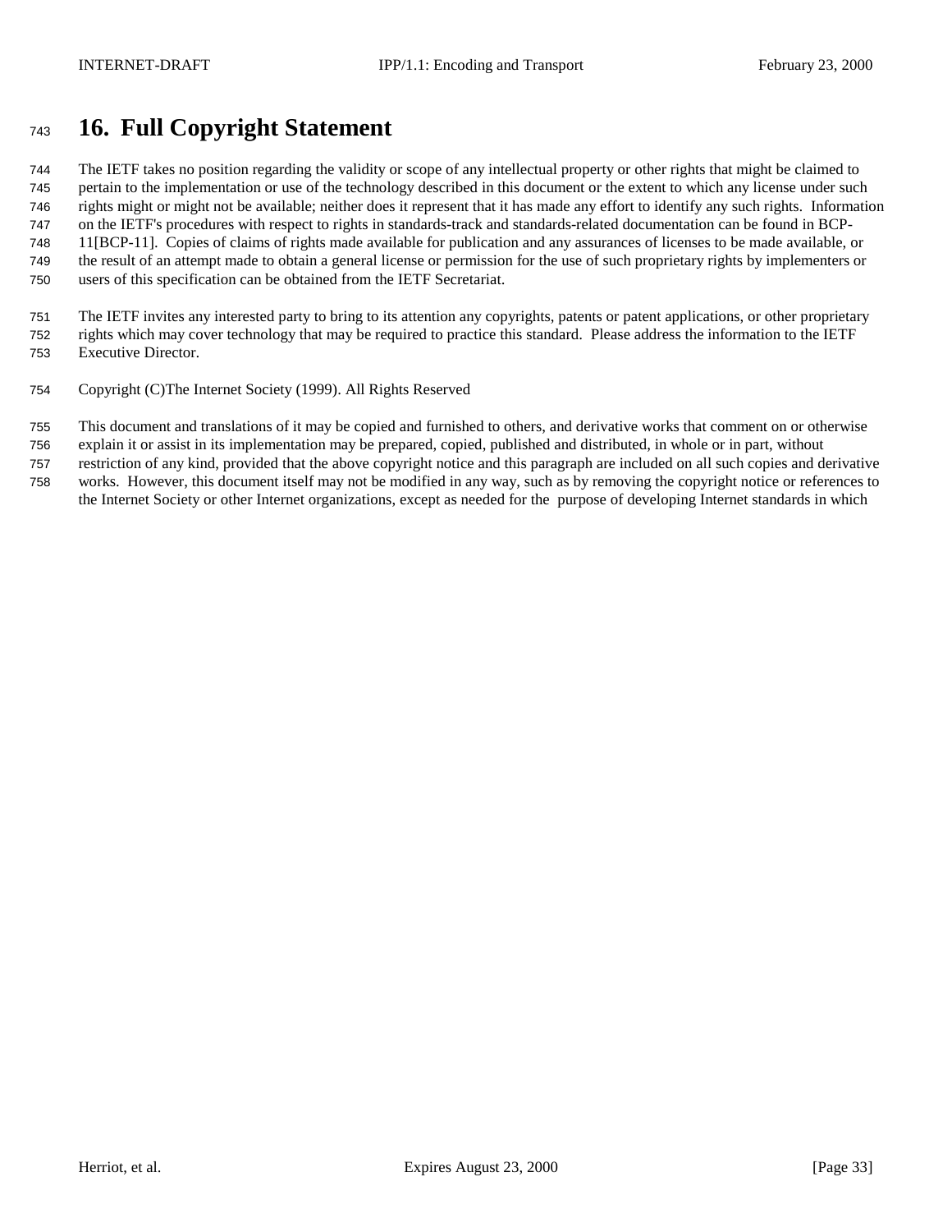# 16. Full Copyright Statement

The IETF takes no position regarding the validity or scope of any intellectual property or other rights that might be claimed to pertain to the implementation or use of the technology described in this document or the extent to which any license under such rights might or might not be available; neither does it represent that it has made any effort to identify any such rights. Information on the IETF's procedures with respect to rights in standards-track and standards-related documentation can be found in BCP-11[BCP-11]. Copies of claims of rights made available for publication and any assurances of licenses to be made available, or the result of an attempt made to obtain a general license or permission for the use of such proprietary rights by implementers or users of this specification can be obtained from the IETF Secretariat.

The IETF invites any interested party to bring to its attention any copyrights, patents or patent applications, or other proprietary rights which may cover technology that may be required to practice this standard. Please address the information to the IETF Executive Director.

Copyright (C)The Internet Society (1999). All Rights Reserved

This document and translations of it may be copied and furnished to others, and derivative works that comment on or otherwise explain it or assist in its implementation may be prepared, copied, published and distributed, in whole or in part, without restriction of any kind, provided that the above copyright notice and this paragraph are included on all such copies and derivative works. However, this document itself may not be modified in any way, such as by removing the copyright notice or references to the Internet Society or other Internet organizations, except as needed for the purpose of developing Internet standards in which